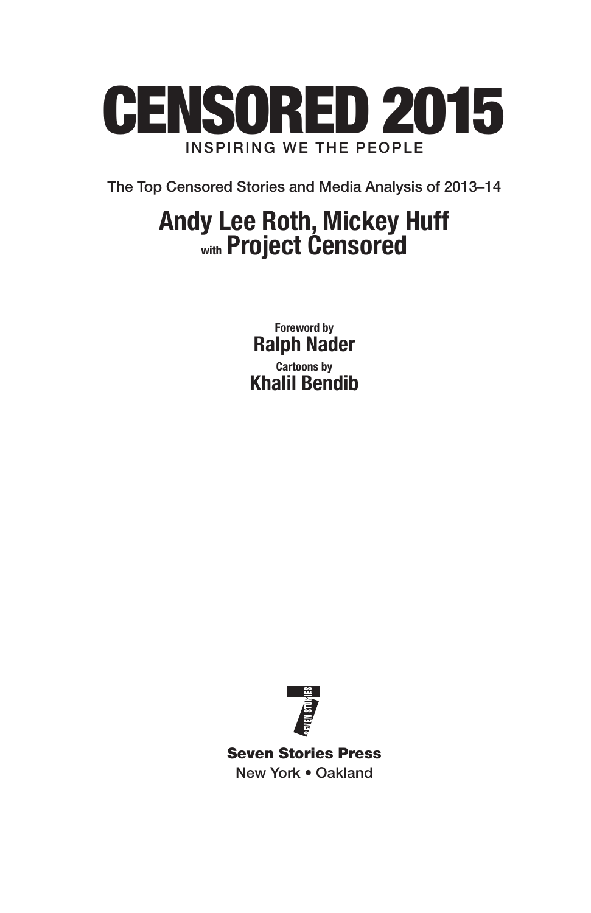# CENSORED 2015

INSPIRING WE THE PEOPLE

The Top Censored Stories and Media Analysis of 2013–14

## Andy Lee Roth, Mickey Huff with Project Censored

Foreword by
**Ralph Nader**

Cartoons by
**Khalil Bendib**

**Seven Stories Press**
New York • Oakland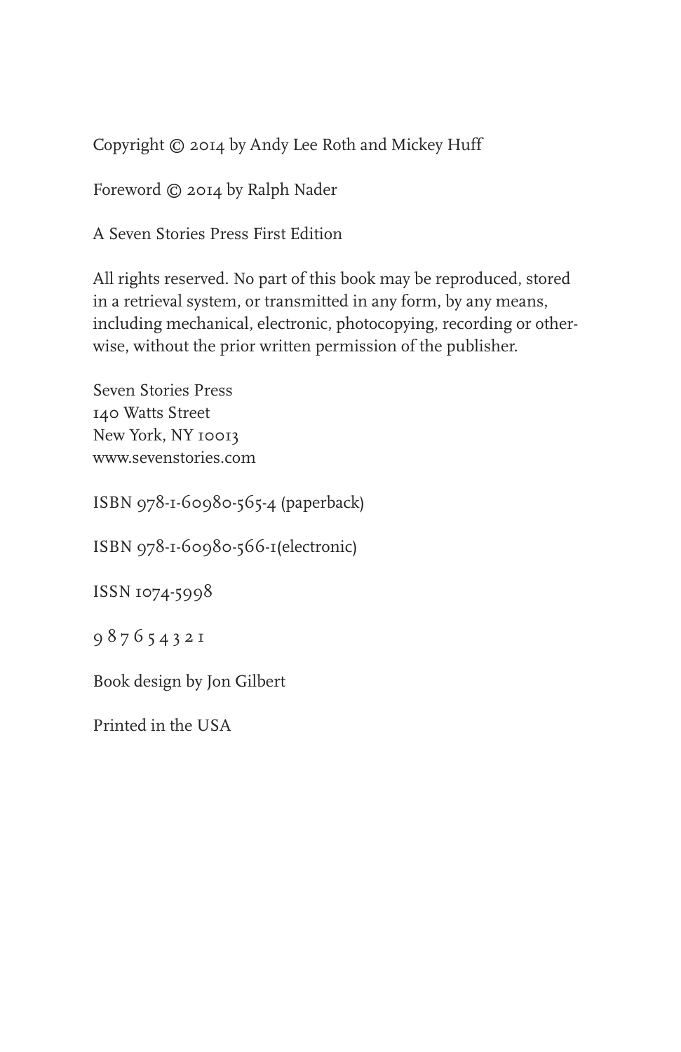Copyright © 2014 by Andy Lee Roth and Mickey Huff

Foreword © 2014 by Ralph Nader

A Seven Stories Press First Edition

All rights reserved. No part of this book may be reproduced, stored in a retrieval system, or transmitted in any form, by any means, including mechanical, electronic, photocopying, recording or otherwise, without the prior written permission of the publisher.

Seven Stories Press
140 Watts Street
New York, NY 10013
www.sevenstories.com

ISBN 978-1-60980-565-4 (paperback)

ISBN 978-1-60980-566-1(electronic)

ISSN 1074-5998

9 8 7 6 5 4 3 2 1

Book design by Jon Gilbert

Printed in the USA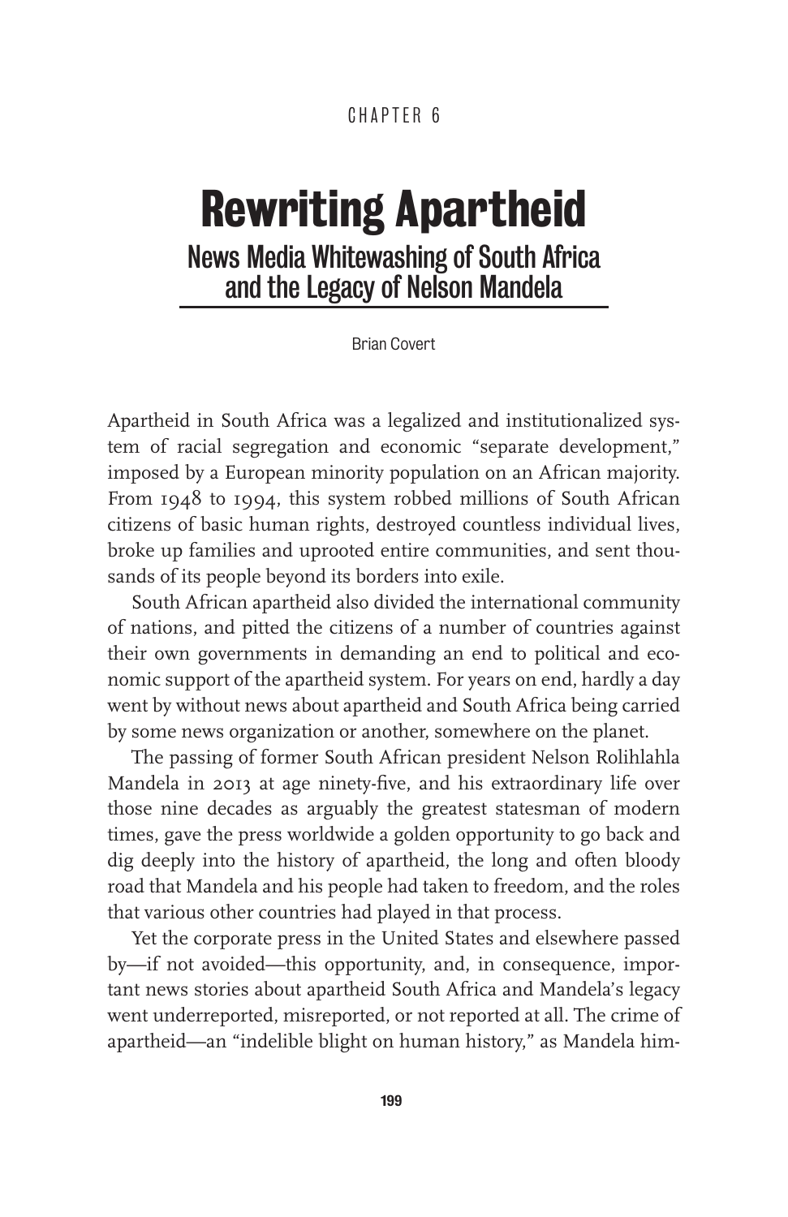CHAPTER 6

# Rewriting Apartheid

## News Media Whitewashing of South Africa and the Legacy of Nelson Mandela

Brian Covert

Apartheid in South Africa was a legalized and institutionalized system of racial segregation and economic "separate development," imposed by a European minority population on an African majority. From 1948 to 1994, this system robbed millions of South African citizens of basic human rights, destroyed countless individual lives, broke up families and uprooted entire communities, and sent thousands of its people beyond its borders into exile.

South African apartheid also divided the international community of nations, and pitted the citizens of a number of countries against their own governments in demanding an end to political and economic support of the apartheid system. For years on end, hardly a day went by without news about apartheid and South Africa being carried by some news organization or another, somewhere on the planet.

The passing of former South African president Nelson Rolihlahla Mandela in 2013 at age ninety-five, and his extraordinary life over those nine decades as arguably the greatest statesman of modern times, gave the press worldwide a golden opportunity to go back and dig deeply into the history of apartheid, the long and often bloody road that Mandela and his people had taken to freedom, and the roles that various other countries had played in that process.

Yet the corporate press in the United States and elsewhere passed by—if not avoided—this opportunity, and, in consequence, important news stories about apartheid South Africa and Mandela's legacy went underreported, misreported, or not reported at all. The crime of apartheid—an "indelible blight on human history," as Mandela him-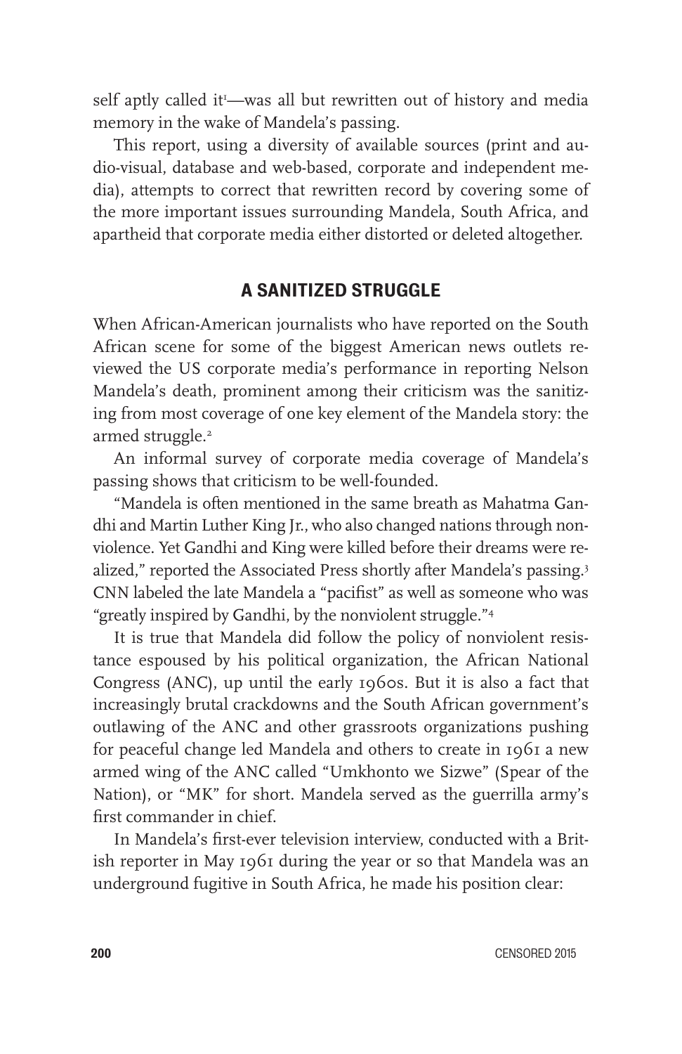self aptly called it[1]—was all but rewritten out of history and media memory in the wake of Mandela's passing.

This report, using a diversity of available sources (print and audio-visual, database and web-based, corporate and independent media), attempts to correct that rewritten record by covering some of the more important issues surrounding Mandela, South Africa, and apartheid that corporate media either distorted or deleted altogether.

## A SANITIZED STRUGGLE

When African-American journalists who have reported on the South African scene for some of the biggest American news outlets reviewed the US corporate media's performance in reporting Nelson Mandela's death, prominent among their criticism was the sanitizing from most coverage of one key element of the Mandela story: the armed struggle.[2]

An informal survey of corporate media coverage of Mandela's passing shows that criticism to be well-founded.

"Mandela is often mentioned in the same breath as Mahatma Gandhi and Martin Luther King Jr., who also changed nations through nonviolence. Yet Gandhi and King were killed before their dreams were realized," reported the Associated Press shortly after Mandela's passing.[3] CNN labeled the late Mandela a "pacifist" as well as someone who was "greatly inspired by Gandhi, by the nonviolent struggle."[4]

It is true that Mandela did follow the policy of nonviolent resistance espoused by his political organization, the African National Congress (ANC), up until the early 1960s. But it is also a fact that increasingly brutal crackdowns and the South African government's outlawing of the ANC and other grassroots organizations pushing for peaceful change led Mandela and others to create in 1961 a new armed wing of the ANC called "Umkhonto we Sizwe" (Spear of the Nation), or "MK" for short. Mandela served as the guerrilla army's first commander in chief.

In Mandela's first-ever television interview, conducted with a British reporter in May 1961 during the year or so that Mandela was an underground fugitive in South Africa, he made his position clear: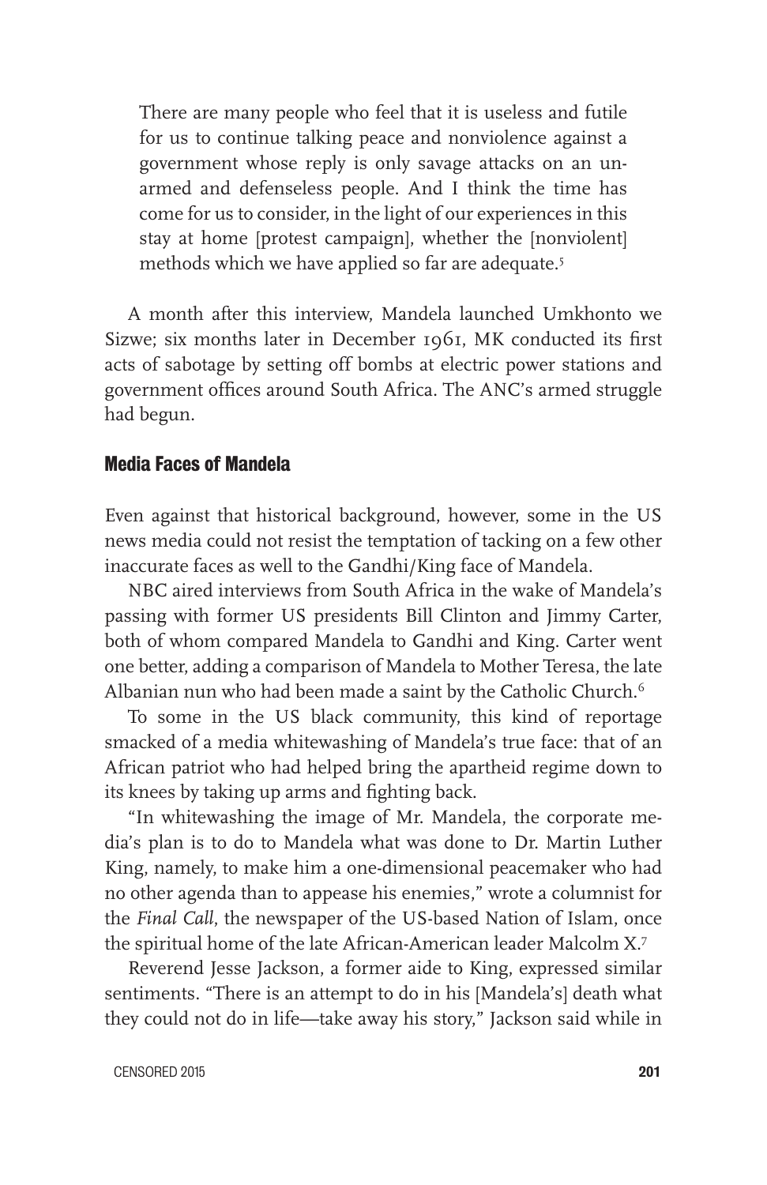> There are many people who feel that it is useless and futile for us to continue talking peace and nonviolence against a government whose reply is only savage attacks on an unarmed and defenseless people. And I think the time has come for us to consider, in the light of our experiences in this stay at home [protest campaign], whether the [nonviolent] methods which we have applied so far are adequate.[5]

A month after this interview, Mandela launched Umkhonto we Sizwe; six months later in December 1961, MK conducted its first acts of sabotage by setting off bombs at electric power stations and government offices around South Africa. The ANC's armed struggle had begun.

### Media Faces of Mandela

Even against that historical background, however, some in the US news media could not resist the temptation of tacking on a few other inaccurate faces as well to the Gandhi/King face of Mandela.

NBC aired interviews from South Africa in the wake of Mandela's passing with former US presidents Bill Clinton and Jimmy Carter, both of whom compared Mandela to Gandhi and King. Carter went one better, adding a comparison of Mandela to Mother Teresa, the late Albanian nun who had been made a saint by the Catholic Church.[6]

To some in the US black community, this kind of reportage smacked of a media whitewashing of Mandela's true face: that of an African patriot who had helped bring the apartheid regime down to its knees by taking up arms and fighting back.

"In whitewashing the image of Mr. Mandela, the corporate media's plan is to do to Mandela what was done to Dr. Martin Luther King, namely, to make him a one-dimensional peacemaker who had no other agenda than to appease his enemies," wrote a columnist for the *Final Call*, the newspaper of the US-based Nation of Islam, once the spiritual home of the late African-American leader Malcolm X.[7]

Reverend Jesse Jackson, a former aide to King, expressed similar sentiments. "There is an attempt to do in his [Mandela's] death what they could not do in life—take away his story," Jackson said while in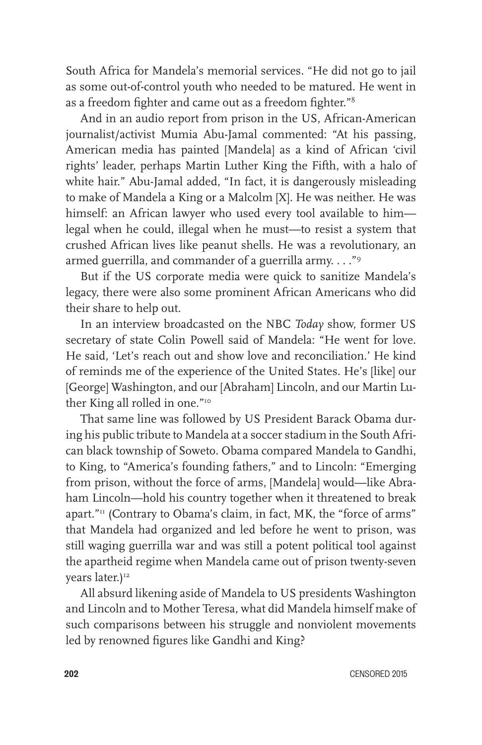South Africa for Mandela's memorial services. "He did not go to jail as some out-of-control youth who needed to be matured. He went in as a freedom fighter and came out as a freedom fighter."[8]

And in an audio report from prison in the US, African-American journalist/activist Mumia Abu-Jamal commented: "At his passing, American media has painted [Mandela] as a kind of African 'civil rights' leader, perhaps Martin Luther King the Fifth, with a halo of white hair." Abu-Jamal added, "In fact, it is dangerously misleading to make of Mandela a King or a Malcolm [X]. He was neither. He was himself: an African lawyer who used every tool available to him—legal when he could, illegal when he must—to resist a system that crushed African lives like peanut shells. He was a revolutionary, an armed guerrilla, and commander of a guerrilla army. . . ."[9]

But if the US corporate media were quick to sanitize Mandela's legacy, there were also some prominent African Americans who did their share to help out.

In an interview broadcasted on the NBC *Today* show, former US secretary of state Colin Powell said of Mandela: "He went for love. He said, 'Let's reach out and show love and reconciliation.' He kind of reminds me of the experience of the United States. He's [like] our [George] Washington, and our [Abraham] Lincoln, and our Martin Luther King all rolled in one."[10]

That same line was followed by US President Barack Obama during his public tribute to Mandela at a soccer stadium in the South African black township of Soweto. Obama compared Mandela to Gandhi, to King, to "America's founding fathers," and to Lincoln: "Emerging from prison, without the force of arms, [Mandela] would—like Abraham Lincoln—hold his country together when it threatened to break apart."[11] (Contrary to Obama's claim, in fact, MK, the "force of arms" that Mandela had organized and led before he went to prison, was still waging guerrilla war and was still a potent political tool against the apartheid regime when Mandela came out of prison twenty-seven years later.)[12]

All absurd likening aside of Mandela to US presidents Washington and Lincoln and to Mother Teresa, what did Mandela himself make of such comparisons between his struggle and nonviolent movements led by renowned figures like Gandhi and King?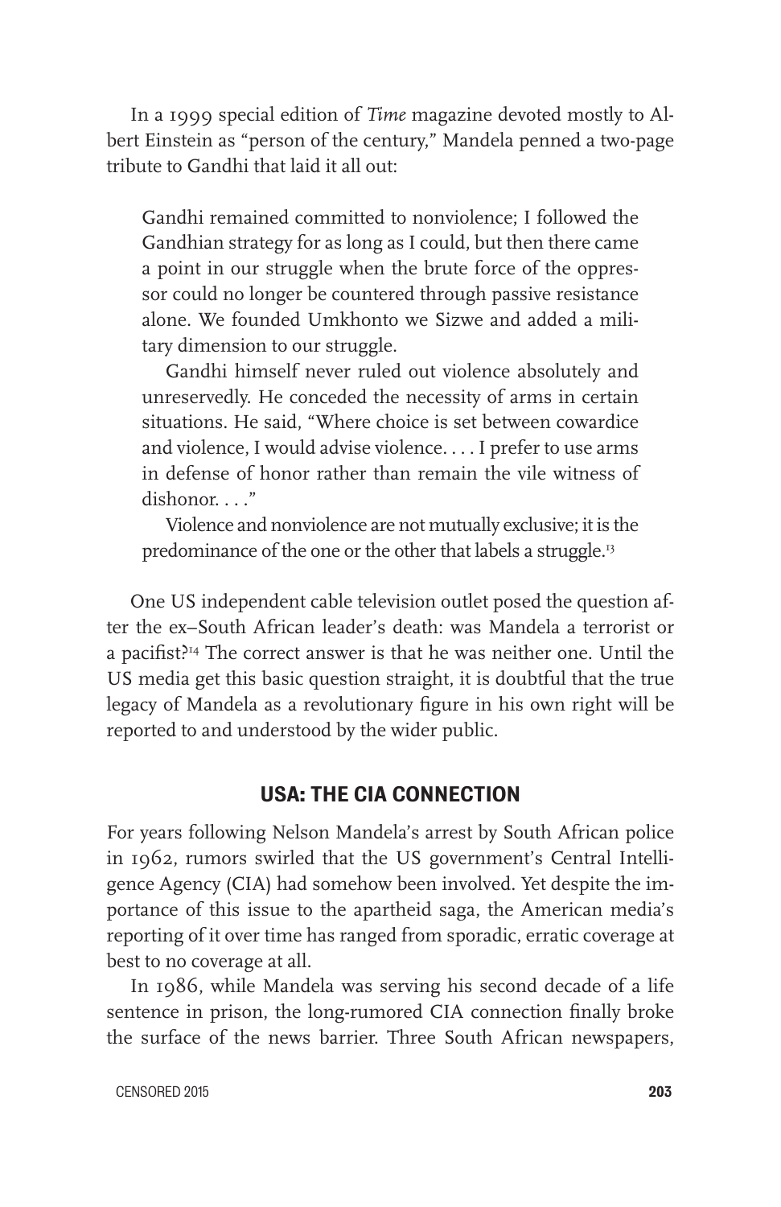In a 1999 special edition of *Time* magazine devoted mostly to Albert Einstein as "person of the century," Mandela penned a two-page tribute to Gandhi that laid it all out:

> Gandhi remained committed to nonviolence; I followed the Gandhian strategy for as long as I could, but then there came a point in our struggle when the brute force of the oppressor could no longer be countered through passive resistance alone. We founded Umkhonto we Sizwe and added a military dimension to our struggle.
>
> Gandhi himself never ruled out violence absolutely and unreservedly. He conceded the necessity of arms in certain situations. He said, "Where choice is set between cowardice and violence, I would advise violence. . . . I prefer to use arms in defense of honor rather than remain the vile witness of dishonor. . . ."
>
> Violence and nonviolence are not mutually exclusive; it is the predominance of the one or the other that labels a struggle.[13]

One US independent cable television outlet posed the question after the ex–South African leader's death: was Mandela a terrorist or a pacifist?[14] The correct answer is that he was neither one. Until the US media get this basic question straight, it is doubtful that the true legacy of Mandela as a revolutionary figure in his own right will be reported to and understood by the wider public.

## USA: THE CIA CONNECTION

For years following Nelson Mandela's arrest by South African police in 1962, rumors swirled that the US government's Central Intelligence Agency (CIA) had somehow been involved. Yet despite the importance of this issue to the apartheid saga, the American media's reporting of it over time has ranged from sporadic, erratic coverage at best to no coverage at all.

In 1986, while Mandela was serving his second decade of a life sentence in prison, the long-rumored CIA connection finally broke the surface of the news barrier. Three South African newspapers,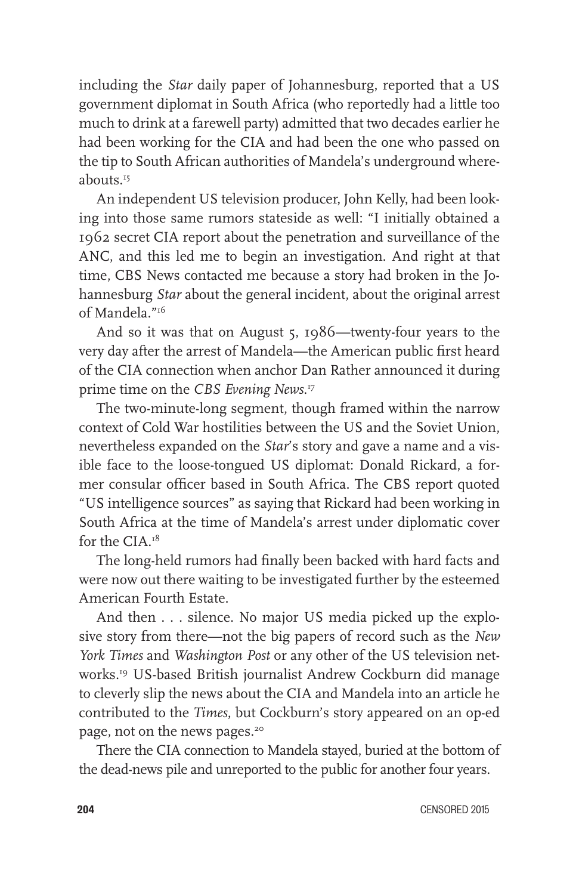including the *Star* daily paper of Johannesburg, reported that a US government diplomat in South Africa (who reportedly had a little too much to drink at a farewell party) admitted that two decades earlier he had been working for the CIA and had been the one who passed on the tip to South African authorities of Mandela's underground whereabouts.[15]

An independent US television producer, John Kelly, had been looking into those same rumors stateside as well: "I initially obtained a 1962 secret CIA report about the penetration and surveillance of the ANC, and this led me to begin an investigation. And right at that time, CBS News contacted me because a story had broken in the Johannesburg *Star* about the general incident, about the original arrest of Mandela."[16]

And so it was that on August 5, 1986—twenty-four years to the very day after the arrest of Mandela—the American public first heard of the CIA connection when anchor Dan Rather announced it during prime time on the *CBS Evening News*.[17]

The two-minute-long segment, though framed within the narrow context of Cold War hostilities between the US and the Soviet Union, nevertheless expanded on the *Star*'s story and gave a name and a visible face to the loose-tongued US diplomat: Donald Rickard, a former consular officer based in South Africa. The CBS report quoted "US intelligence sources" as saying that Rickard had been working in South Africa at the time of Mandela's arrest under diplomatic cover for the CIA.[18]

The long-held rumors had finally been backed with hard facts and were now out there waiting to be investigated further by the esteemed American Fourth Estate.

And then . . . silence. No major US media picked up the explosive story from there—not the big papers of record such as the *New York Times* and *Washington Post* or any other of the US television networks.[19] US-based British journalist Andrew Cockburn did manage to cleverly slip the news about the CIA and Mandela into an article he contributed to the *Times*, but Cockburn's story appeared on an op-ed page, not on the news pages.[20]

There the CIA connection to Mandela stayed, buried at the bottom of the dead-news pile and unreported to the public for another four years.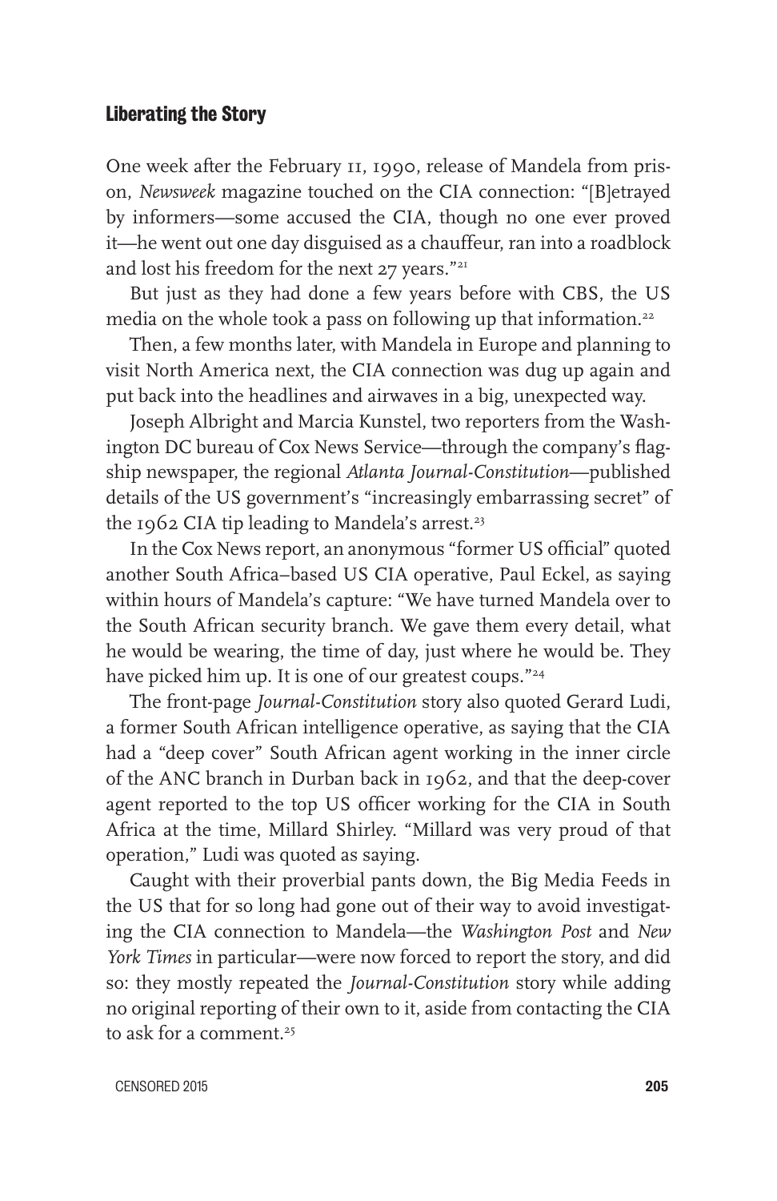### Liberating the Story

One week after the February 11, 1990, release of Mandela from prison, *Newsweek* magazine touched on the CIA connection: "[B]etrayed by informers—some accused the CIA, though no one ever proved it—he went out one day disguised as a chauffeur, ran into a roadblock and lost his freedom for the next 27 years."[21]

But just as they had done a few years before with CBS, the US media on the whole took a pass on following up that information.[22]

Then, a few months later, with Mandela in Europe and planning to visit North America next, the CIA connection was dug up again and put back into the headlines and airwaves in a big, unexpected way.

Joseph Albright and Marcia Kunstel, two reporters from the Washington DC bureau of Cox News Service—through the company's flagship newspaper, the regional *Atlanta Journal-Constitution*—published details of the US government's "increasingly embarrassing secret" of the 1962 CIA tip leading to Mandela's arrest.[23]

In the Cox News report, an anonymous "former US official" quoted another South Africa–based US CIA operative, Paul Eckel, as saying within hours of Mandela's capture: "We have turned Mandela over to the South African security branch. We gave them every detail, what he would be wearing, the time of day, just where he would be. They have picked him up. It is one of our greatest coups."[24]

The front-page *Journal-Constitution* story also quoted Gerard Ludi, a former South African intelligence operative, as saying that the CIA had a "deep cover" South African agent working in the inner circle of the ANC branch in Durban back in 1962, and that the deep-cover agent reported to the top US officer working for the CIA in South Africa at the time, Millard Shirley. "Millard was very proud of that operation," Ludi was quoted as saying.

Caught with their proverbial pants down, the Big Media Feeds in the US that for so long had gone out of their way to avoid investigating the CIA connection to Mandela—the *Washington Post* and *New York Times* in particular—were now forced to report the story, and did so: they mostly repeated the *Journal-Constitution* story while adding no original reporting of their own to it, aside from contacting the CIA to ask for a comment.[25]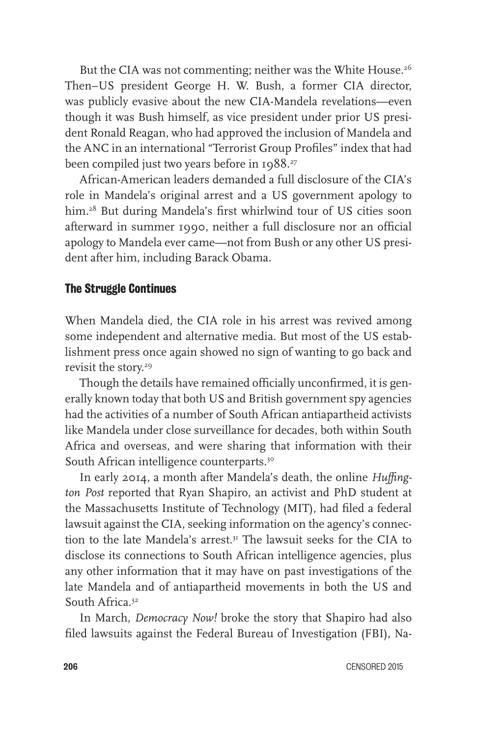But the CIA was not commenting; neither was the White House.[26] Then–US president George H. W. Bush, a former CIA director, was publicly evasive about the new CIA-Mandela revelations—even though it was Bush himself, as vice president under prior US president Ronald Reagan, who had approved the inclusion of Mandela and the ANC in an international "Terrorist Group Profiles" index that had been compiled just two years before in 1988.[27]

African-American leaders demanded a full disclosure of the CIA's role in Mandela's original arrest and a US government apology to him.[28] But during Mandela's first whirlwind tour of US cities soon afterward in summer 1990, neither a full disclosure nor an official apology to Mandela ever came—not from Bush or any other US president after him, including Barack Obama.

## The Struggle Continues

When Mandela died, the CIA role in his arrest was revived among some independent and alternative media. But most of the US establishment press once again showed no sign of wanting to go back and revisit the story.[29]

Though the details have remained officially unconfirmed, it is generally known today that both US and British government spy agencies had the activities of a number of South African antiapartheid activists like Mandela under close surveillance for decades, both within South Africa and overseas, and were sharing that information with their South African intelligence counterparts.[30]

In early 2014, a month after Mandela's death, the online *Huffington Post* reported that Ryan Shapiro, an activist and PhD student at the Massachusetts Institute of Technology (MIT), had filed a federal lawsuit against the CIA, seeking information on the agency's connection to the late Mandela's arrest.[31] The lawsuit seeks for the CIA to disclose its connections to South African intelligence agencies, plus any other information that it may have on past investigations of the late Mandela and of antiapartheid movements in both the US and South Africa.[32]

In March, *Democracy Now!* broke the story that Shapiro had also filed lawsuits against the Federal Bureau of Investigation (FBI), Na-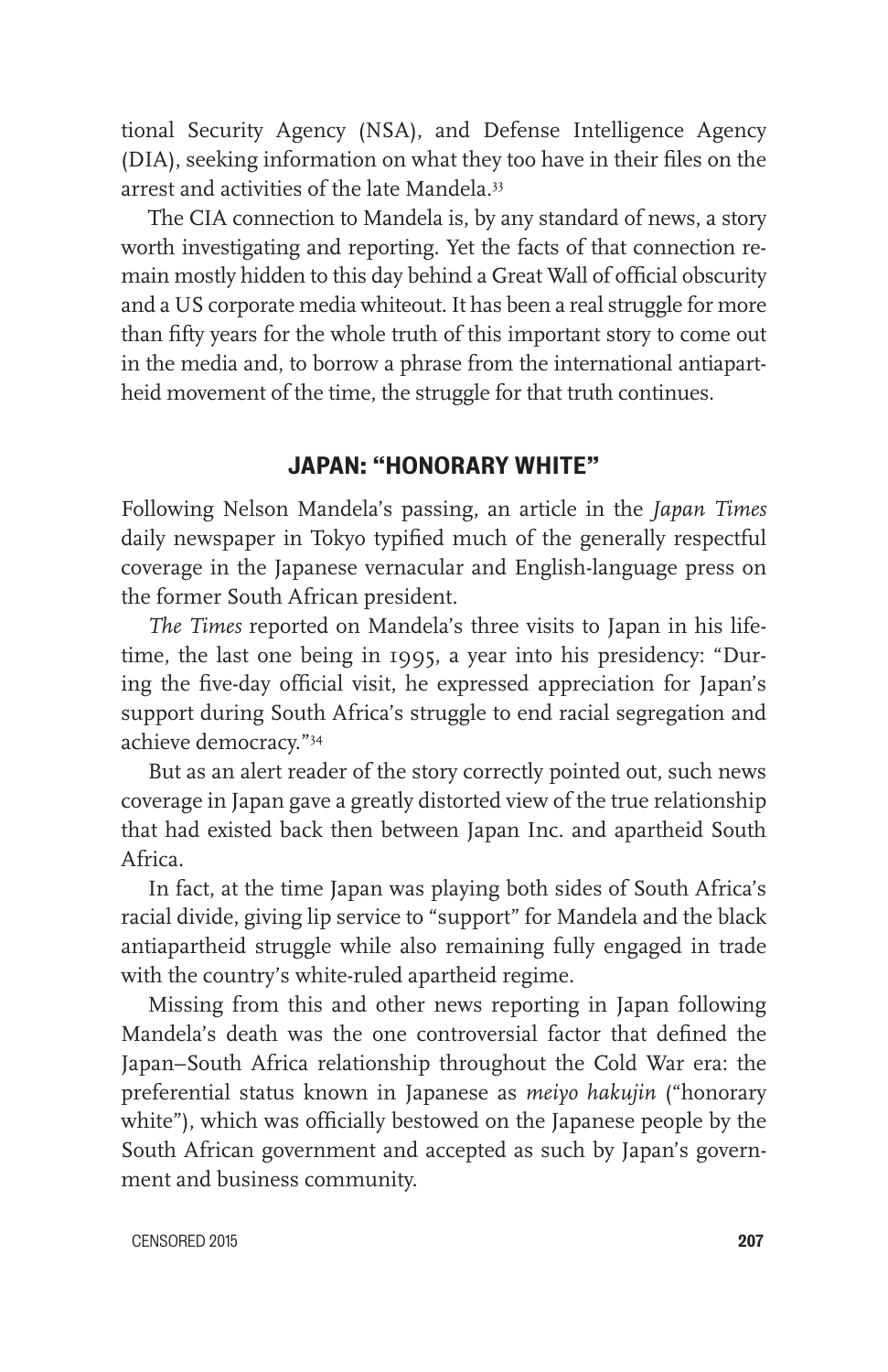tional Security Agency (NSA), and Defense Intelligence Agency (DIA), seeking information on what they too have in their files on the arrest and activities of the late Mandela.[33]

The CIA connection to Mandela is, by any standard of news, a story worth investigating and reporting. Yet the facts of that connection remain mostly hidden to this day behind a Great Wall of official obscurity and a US corporate media whiteout. It has been a real struggle for more than fifty years for the whole truth of this important story to come out in the media and, to borrow a phrase from the international antiapartheid movement of the time, the struggle for that truth continues.

## JAPAN: "HONORARY WHITE"

Following Nelson Mandela's passing, an article in the *Japan Times* daily newspaper in Tokyo typified much of the generally respectful coverage in the Japanese vernacular and English-language press on the former South African president.

*The Times* reported on Mandela's three visits to Japan in his lifetime, the last one being in 1995, a year into his presidency: "During the five-day official visit, he expressed appreciation for Japan's support during South Africa's struggle to end racial segregation and achieve democracy."[34]

But as an alert reader of the story correctly pointed out, such news coverage in Japan gave a greatly distorted view of the true relationship that had existed back then between Japan Inc. and apartheid South Africa.

In fact, at the time Japan was playing both sides of South Africa's racial divide, giving lip service to "support" for Mandela and the black antiapartheid struggle while also remaining fully engaged in trade with the country's white-ruled apartheid regime.

Missing from this and other news reporting in Japan following Mandela's death was the one controversial factor that defined the Japan–South Africa relationship throughout the Cold War era: the preferential status known in Japanese as *meiyo hakujin* ("honorary white"), which was officially bestowed on the Japanese people by the South African government and accepted as such by Japan's government and business community.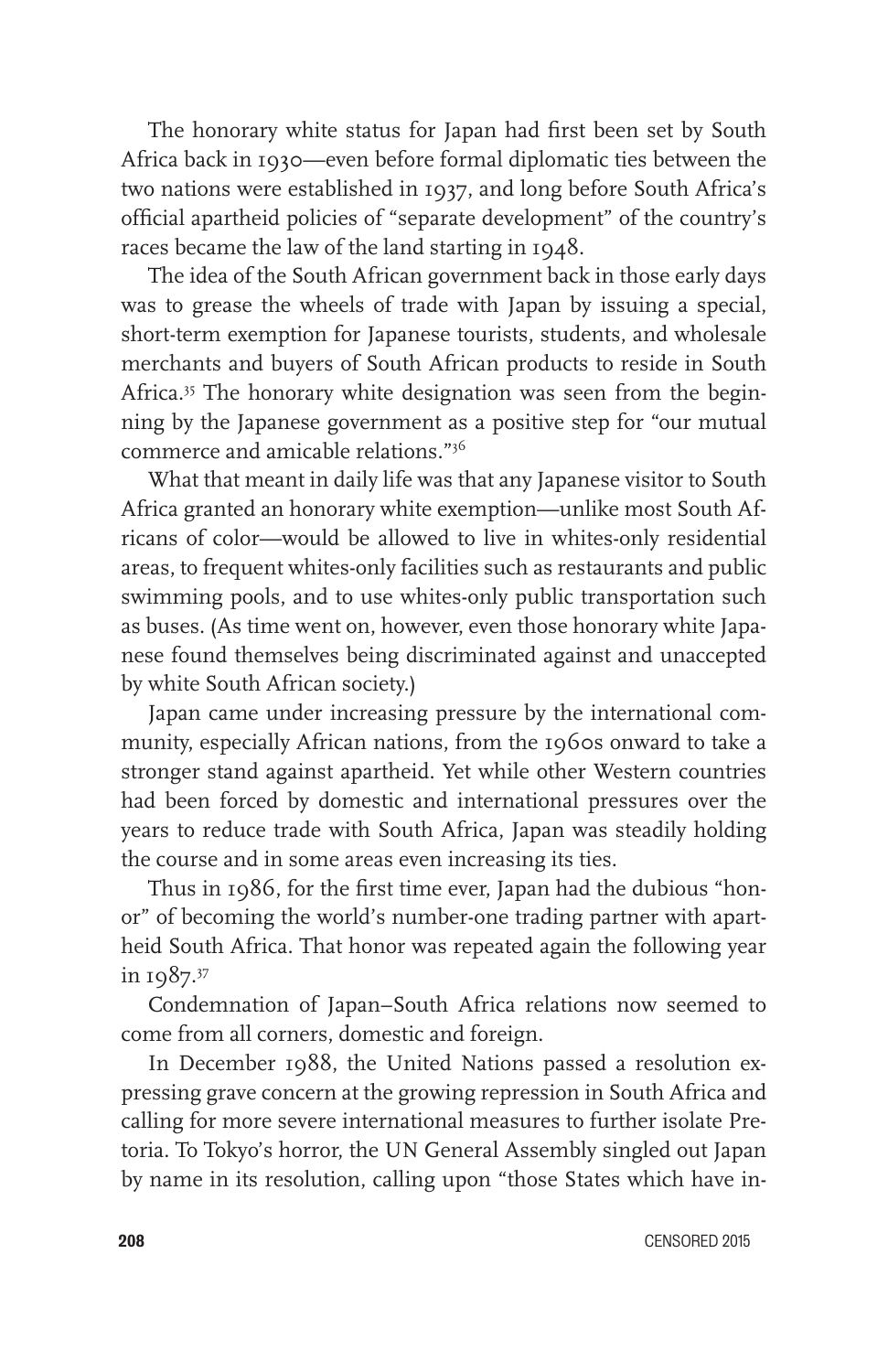The honorary white status for Japan had first been set by South Africa back in 1930—even before formal diplomatic ties between the two nations were established in 1937, and long before South Africa's official apartheid policies of "separate development" of the country's races became the law of the land starting in 1948.

The idea of the South African government back in those early days was to grease the wheels of trade with Japan by issuing a special, short-term exemption for Japanese tourists, students, and wholesale merchants and buyers of South African products to reside in South Africa.[35] The honorary white designation was seen from the beginning by the Japanese government as a positive step for "our mutual commerce and amicable relations."[36]

What that meant in daily life was that any Japanese visitor to South Africa granted an honorary white exemption—unlike most South Africans of color—would be allowed to live in whites-only residential areas, to frequent whites-only facilities such as restaurants and public swimming pools, and to use whites-only public transportation such as buses. (As time went on, however, even those honorary white Japanese found themselves being discriminated against and unaccepted by white South African society.)

Japan came under increasing pressure by the international community, especially African nations, from the 1960s onward to take a stronger stand against apartheid. Yet while other Western countries had been forced by domestic and international pressures over the years to reduce trade with South Africa, Japan was steadily holding the course and in some areas even increasing its ties.

Thus in 1986, for the first time ever, Japan had the dubious "honor" of becoming the world's number-one trading partner with apartheid South Africa. That honor was repeated again the following year in 1987.[37]

Condemnation of Japan–South Africa relations now seemed to come from all corners, domestic and foreign.

In December 1988, the United Nations passed a resolution expressing grave concern at the growing repression in South Africa and calling for more severe international measures to further isolate Pretoria. To Tokyo's horror, the UN General Assembly singled out Japan by name in its resolution, calling upon "those States which have in-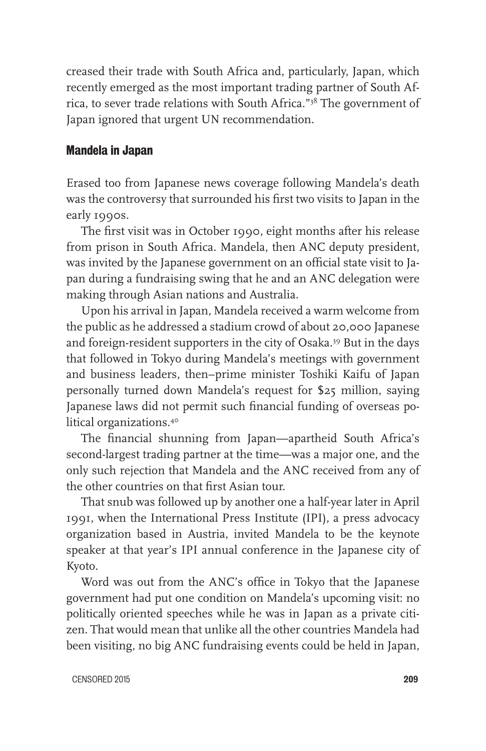creased their trade with South Africa and, particularly, Japan, which recently emerged as the most important trading partner of South Africa, to sever trade relations with South Africa."[38] The government of Japan ignored that urgent UN recommendation.

### Mandela in Japan

Erased too from Japanese news coverage following Mandela's death was the controversy that surrounded his first two visits to Japan in the early 1990s.

The first visit was in October 1990, eight months after his release from prison in South Africa. Mandela, then ANC deputy president, was invited by the Japanese government on an official state visit to Japan during a fundraising swing that he and an ANC delegation were making through Asian nations and Australia.

Upon his arrival in Japan, Mandela received a warm welcome from the public as he addressed a stadium crowd of about 20,000 Japanese and foreign-resident supporters in the city of Osaka.[39] But in the days that followed in Tokyo during Mandela's meetings with government and business leaders, then–prime minister Toshiki Kaifu of Japan personally turned down Mandela's request for $25 million, saying Japanese laws did not permit such financial funding of overseas political organizations.[40]

The financial shunning from Japan—apartheid South Africa's second-largest trading partner at the time—was a major one, and the only such rejection that Mandela and the ANC received from any of the other countries on that first Asian tour.

That snub was followed up by another one a half-year later in April 1991, when the International Press Institute (IPI), a press advocacy organization based in Austria, invited Mandela to be the keynote speaker at that year's IPI annual conference in the Japanese city of Kyoto.

Word was out from the ANC's office in Tokyo that the Japanese government had put one condition on Mandela's upcoming visit: no politically oriented speeches while he was in Japan as a private citizen. That would mean that unlike all the other countries Mandela had been visiting, no big ANC fundraising events could be held in Japan,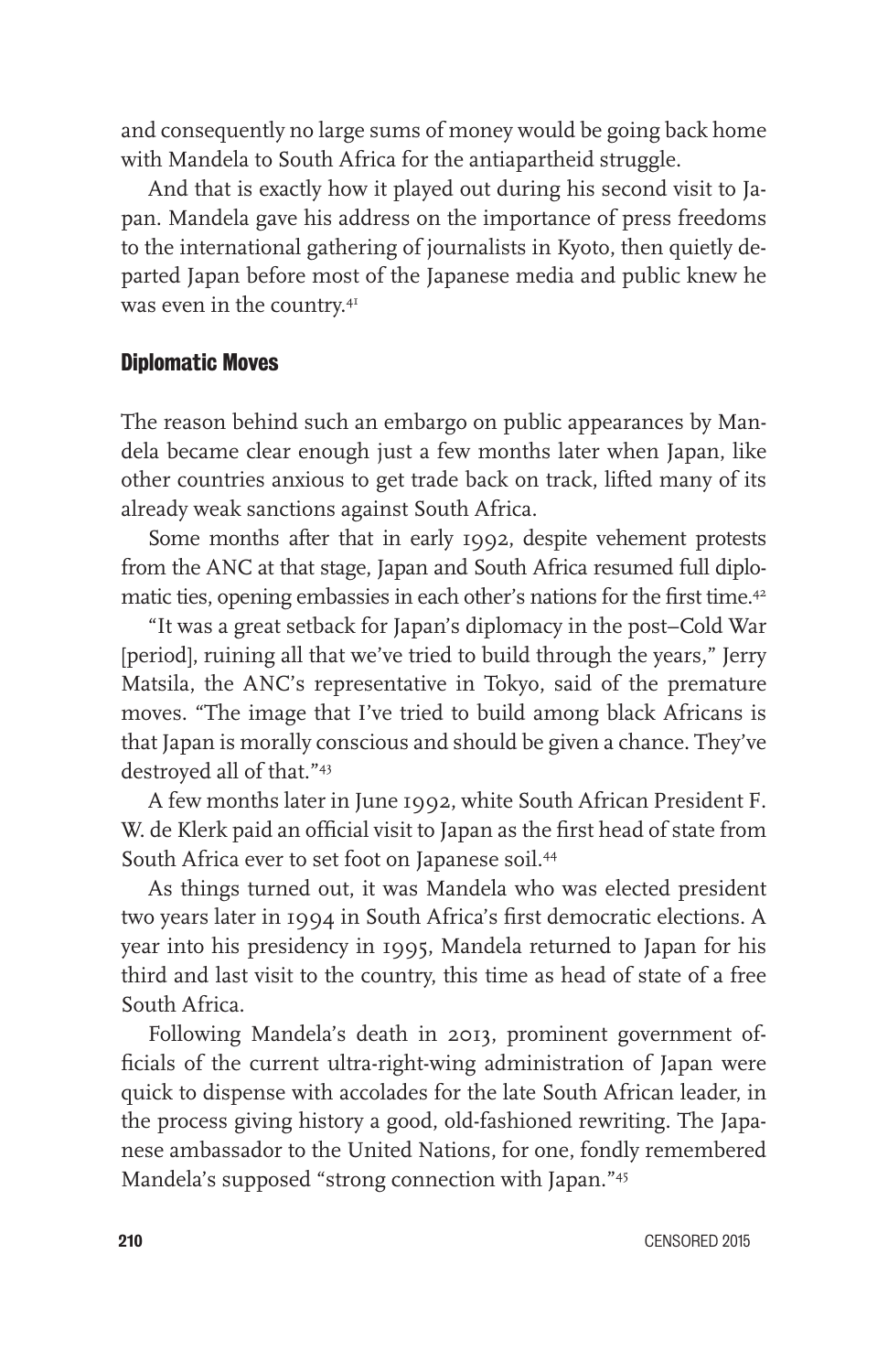and consequently no large sums of money would be going back home with Mandela to South Africa for the antiapartheid struggle.

And that is exactly how it played out during his second visit to Japan. Mandela gave his address on the importance of press freedoms to the international gathering of journalists in Kyoto, then quietly departed Japan before most of the Japanese media and public knew he was even in the country.[41]

### Diplomatic Moves

The reason behind such an embargo on public appearances by Mandela became clear enough just a few months later when Japan, like other countries anxious to get trade back on track, lifted many of its already weak sanctions against South Africa.

Some months after that in early 1992, despite vehement protests from the ANC at that stage, Japan and South Africa resumed full diplomatic ties, opening embassies in each other's nations for the first time.[42]

"It was a great setback for Japan's diplomacy in the post–Cold War [period], ruining all that we've tried to build through the years," Jerry Matsila, the ANC's representative in Tokyo, said of the premature moves. "The image that I've tried to build among black Africans is that Japan is morally conscious and should be given a chance. They've destroyed all of that."[43]

A few months later in June 1992, white South African President F. W. de Klerk paid an official visit to Japan as the first head of state from South Africa ever to set foot on Japanese soil.[44]

As things turned out, it was Mandela who was elected president two years later in 1994 in South Africa's first democratic elections. A year into his presidency in 1995, Mandela returned to Japan for his third and last visit to the country, this time as head of state of a free South Africa.

Following Mandela's death in 2013, prominent government officials of the current ultra-right-wing administration of Japan were quick to dispense with accolades for the late South African leader, in the process giving history a good, old-fashioned rewriting. The Japanese ambassador to the United Nations, for one, fondly remembered Mandela's supposed "strong connection with Japan."[45]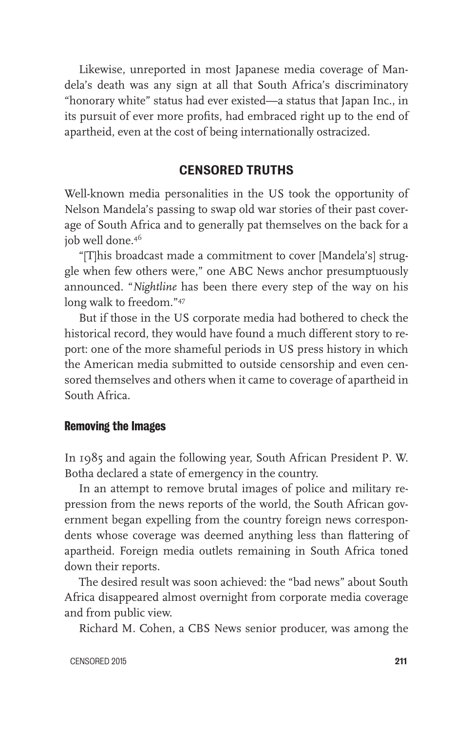Likewise, unreported in most Japanese media coverage of Mandela's death was any sign at all that South Africa's discriminatory "honorary white" status had ever existed—a status that Japan Inc., in its pursuit of ever more profits, had embraced right up to the end of apartheid, even at the cost of being internationally ostracized.

## CENSORED TRUTHS

Well-known media personalities in the US took the opportunity of Nelson Mandela's passing to swap old war stories of their past coverage of South Africa and to generally pat themselves on the back for a job well done.[46]

"[T]his broadcast made a commitment to cover [Mandela's] struggle when few others were," one ABC News anchor presumptuously announced. "*Nightline* has been there every step of the way on his long walk to freedom."[47]

But if those in the US corporate media had bothered to check the historical record, they would have found a much different story to report: one of the more shameful periods in US press history in which the American media submitted to outside censorship and even censored themselves and others when it came to coverage of apartheid in South Africa.

### Removing the Images

In 1985 and again the following year, South African President P. W. Botha declared a state of emergency in the country.

In an attempt to remove brutal images of police and military repression from the news reports of the world, the South African government began expelling from the country foreign news correspondents whose coverage was deemed anything less than flattering of apartheid. Foreign media outlets remaining in South Africa toned down their reports.

The desired result was soon achieved: the "bad news" about South Africa disappeared almost overnight from corporate media coverage and from public view.

Richard M. Cohen, a CBS News senior producer, was among the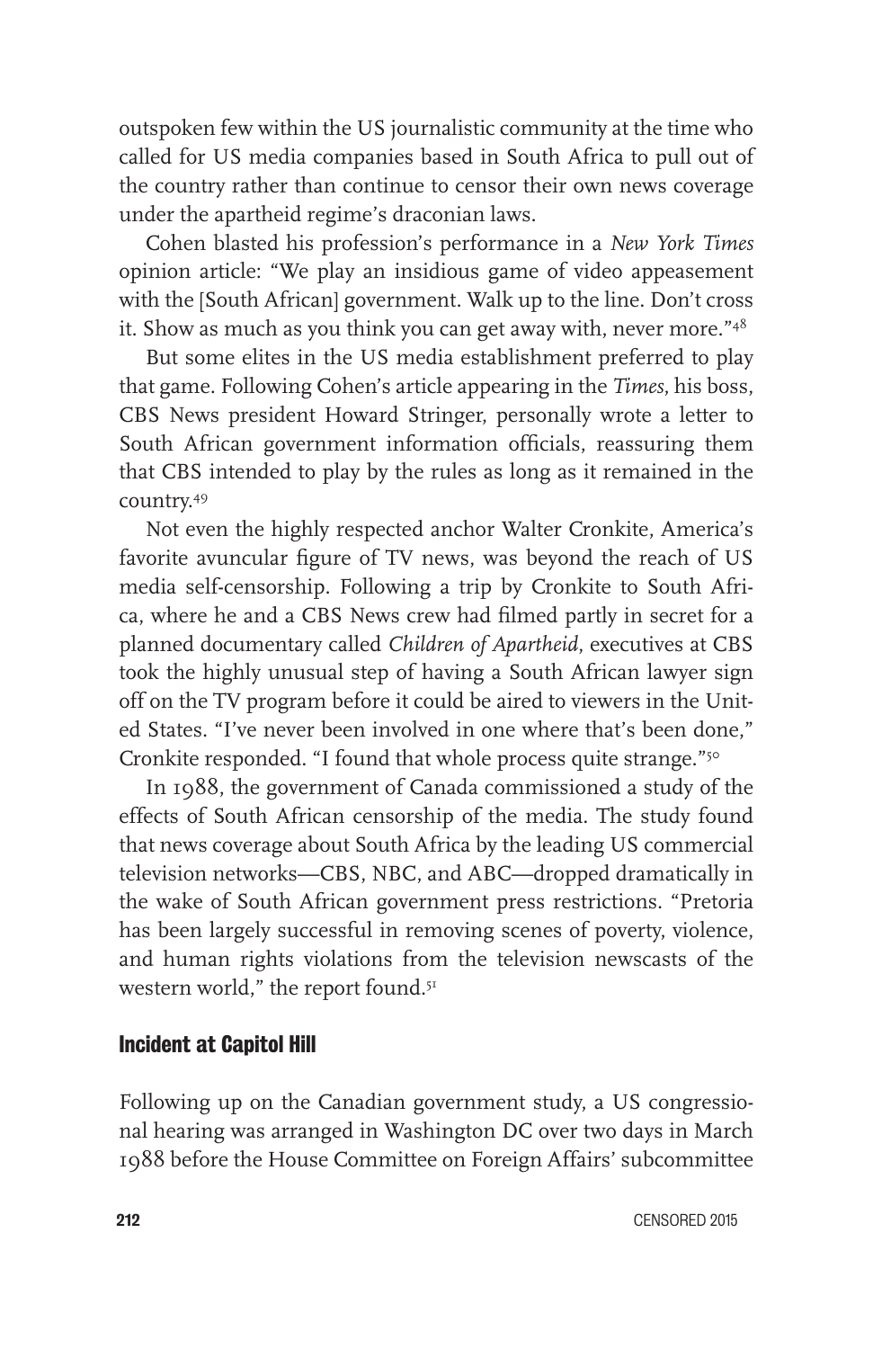outspoken few within the US journalistic community at the time who called for US media companies based in South Africa to pull out of the country rather than continue to censor their own news coverage under the apartheid regime's draconian laws.

Cohen blasted his profession's performance in a *New York Times* opinion article: "We play an insidious game of video appeasement with the [South African] government. Walk up to the line. Don't cross it. Show as much as you think you can get away with, never more."[48]

But some elites in the US media establishment preferred to play that game. Following Cohen's article appearing in the *Times*, his boss, CBS News president Howard Stringer, personally wrote a letter to South African government information officials, reassuring them that CBS intended to play by the rules as long as it remained in the country.[49]

Not even the highly respected anchor Walter Cronkite, America's favorite avuncular figure of TV news, was beyond the reach of US media self-censorship. Following a trip by Cronkite to South Africa, where he and a CBS News crew had filmed partly in secret for a planned documentary called *Children of Apartheid*, executives at CBS took the highly unusual step of having a South African lawyer sign off on the TV program before it could be aired to viewers in the United States. "I've never been involved in one where that's been done," Cronkite responded. "I found that whole process quite strange."[50]

In 1988, the government of Canada commissioned a study of the effects of South African censorship of the media. The study found that news coverage about South Africa by the leading US commercial television networks—CBS, NBC, and ABC—dropped dramatically in the wake of South African government press restrictions. "Pretoria has been largely successful in removing scenes of poverty, violence, and human rights violations from the television newscasts of the western world," the report found.[51]

### Incident at Capitol Hill

Following up on the Canadian government study, a US congressional hearing was arranged in Washington DC over two days in March 1988 before the House Committee on Foreign Affairs' subcommittee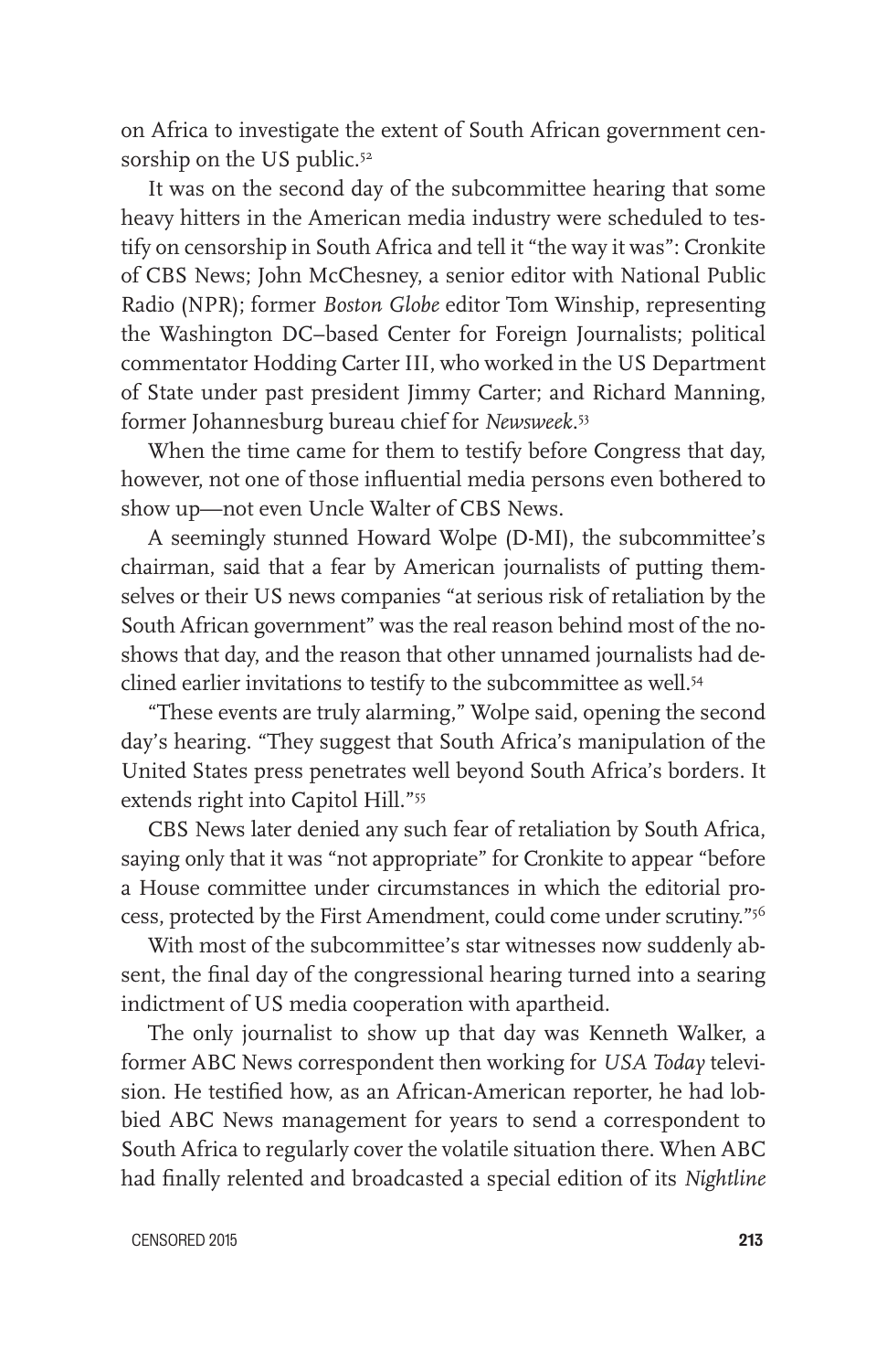on Africa to investigate the extent of South African government censorship on the US public.[52]

It was on the second day of the subcommittee hearing that some heavy hitters in the American media industry were scheduled to testify on censorship in South Africa and tell it "the way it was": Cronkite of CBS News; John McChesney, a senior editor with National Public Radio (NPR); former *Boston Globe* editor Tom Winship, representing the Washington DC–based Center for Foreign Journalists; political commentator Hodding Carter III, who worked in the US Department of State under past president Jimmy Carter; and Richard Manning, former Johannesburg bureau chief for *Newsweek*.[53]

When the time came for them to testify before Congress that day, however, not one of those influential media persons even bothered to show up—not even Uncle Walter of CBS News.

A seemingly stunned Howard Wolpe (D-MI), the subcommittee's chairman, said that a fear by American journalists of putting themselves or their US news companies "at serious risk of retaliation by the South African government" was the real reason behind most of the no-shows that day, and the reason that other unnamed journalists had declined earlier invitations to testify to the subcommittee as well.[54]

"These events are truly alarming," Wolpe said, opening the second day's hearing. "They suggest that South Africa's manipulation of the United States press penetrates well beyond South Africa's borders. It extends right into Capitol Hill."[55]

CBS News later denied any such fear of retaliation by South Africa, saying only that it was "not appropriate" for Cronkite to appear "before a House committee under circumstances in which the editorial process, protected by the First Amendment, could come under scrutiny."[56]

With most of the subcommittee's star witnesses now suddenly absent, the final day of the congressional hearing turned into a searing indictment of US media cooperation with apartheid.

The only journalist to show up that day was Kenneth Walker, a former ABC News correspondent then working for *USA Today* television. He testified how, as an African-American reporter, he had lobbied ABC News management for years to send a correspondent to South Africa to regularly cover the volatile situation there. When ABC had finally relented and broadcasted a special edition of its *Nightline*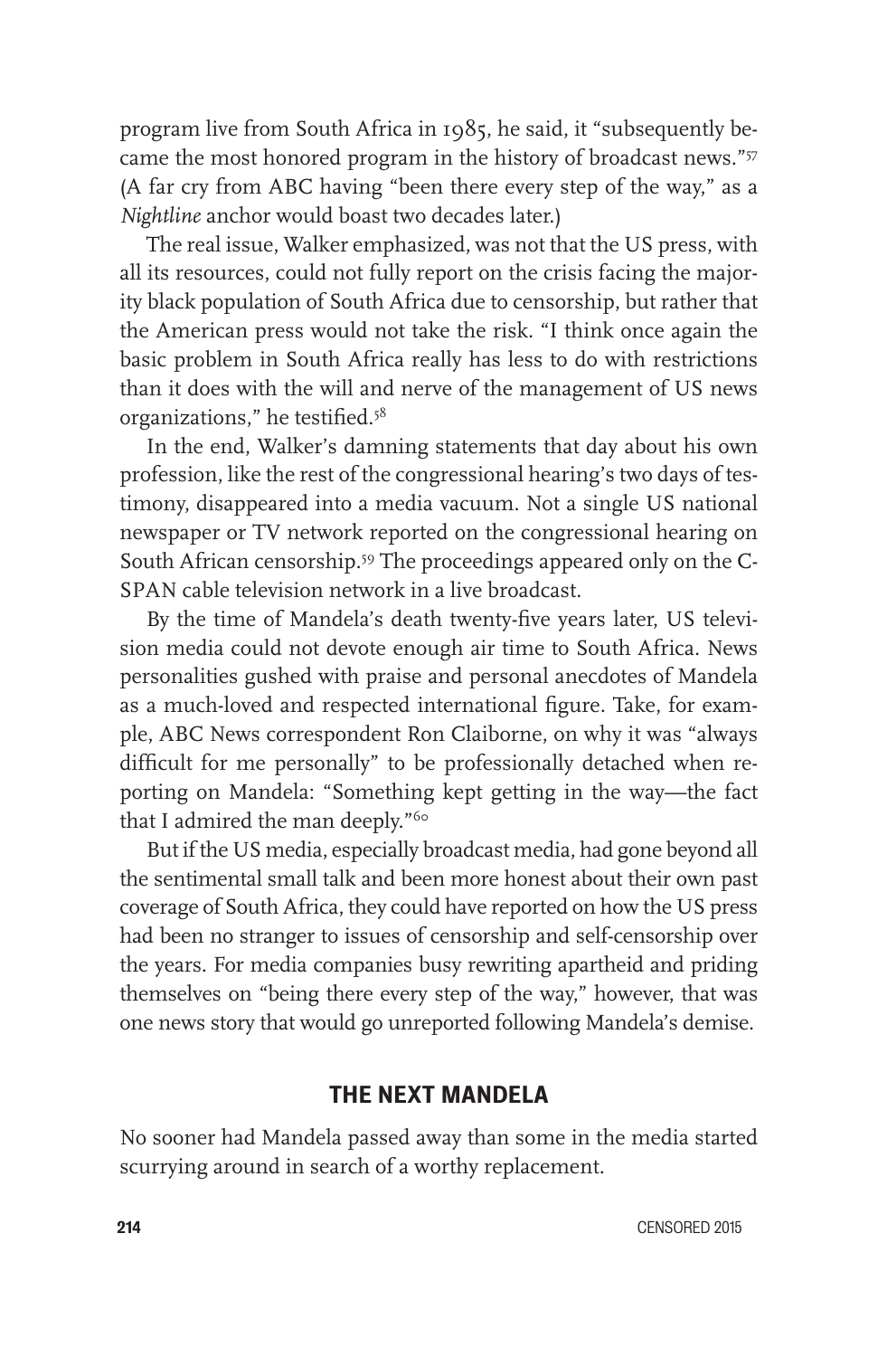program live from South Africa in 1985, he said, it "subsequently became the most honored program in the history of broadcast news."[57] (A far cry from ABC having "been there every step of the way," as a *Nightline* anchor would boast two decades later.)

The real issue, Walker emphasized, was not that the US press, with all its resources, could not fully report on the crisis facing the majority black population of South Africa due to censorship, but rather that the American press would not take the risk. "I think once again the basic problem in South Africa really has less to do with restrictions than it does with the will and nerve of the management of US news organizations," he testified.[58]

In the end, Walker's damning statements that day about his own profession, like the rest of the congressional hearing's two days of testimony, disappeared into a media vacuum. Not a single US national newspaper or TV network reported on the congressional hearing on South African censorship.[59] The proceedings appeared only on the C-SPAN cable television network in a live broadcast.

By the time of Mandela's death twenty-five years later, US television media could not devote enough air time to South Africa. News personalities gushed with praise and personal anecdotes of Mandela as a much-loved and respected international figure. Take, for example, ABC News correspondent Ron Claiborne, on why it was "always difficult for me personally" to be professionally detached when reporting on Mandela: "Something kept getting in the way—the fact that I admired the man deeply."[60]

But if the US media, especially broadcast media, had gone beyond all the sentimental small talk and been more honest about their own past coverage of South Africa, they could have reported on how the US press had been no stranger to issues of censorship and self-censorship over the years. For media companies busy rewriting apartheid and priding themselves on "being there every step of the way," however, that was one news story that would go unreported following Mandela's demise.

## THE NEXT MANDELA

No sooner had Mandela passed away than some in the media started scurrying around in search of a worthy replacement.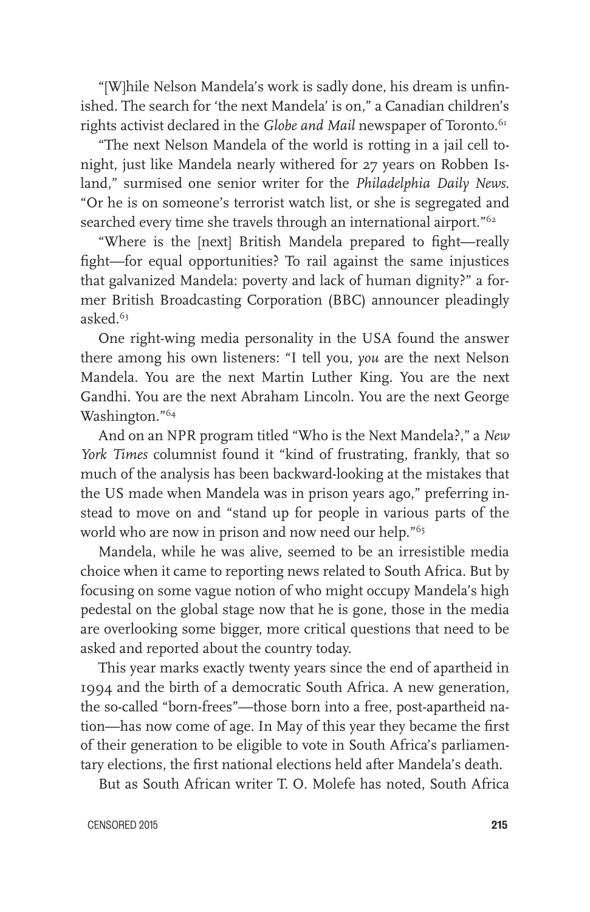"[W]hile Nelson Mandela's work is sadly done, his dream is unfinished. The search for 'the next Mandela' is on," a Canadian children's rights activist declared in the *Globe and Mail* newspaper of Toronto.[61]

"The next Nelson Mandela of the world is rotting in a jail cell tonight, just like Mandela nearly withered for 27 years on Robben Island," surmised one senior writer for the *Philadelphia Daily News*. "Or he is on someone's terrorist watch list, or she is segregated and searched every time she travels through an international airport."[62]

"Where is the [next] British Mandela prepared to fight—really fight—for equal opportunities? To rail against the same injustices that galvanized Mandela: poverty and lack of human dignity?" a former British Broadcasting Corporation (BBC) announcer pleadingly asked.[63]

One right-wing media personality in the USA found the answer there among his own listeners: "I tell you, *you* are the next Nelson Mandela. You are the next Martin Luther King. You are the next Gandhi. You are the next Abraham Lincoln. You are the next George Washington."[64]

And on an NPR program titled "Who is the Next Mandela?," a *New York Times* columnist found it "kind of frustrating, frankly, that so much of the analysis has been backward-looking at the mistakes that the US made when Mandela was in prison years ago," preferring instead to move on and "stand up for people in various parts of the world who are now in prison and now need our help."[65]

Mandela, while he was alive, seemed to be an irresistible media choice when it came to reporting news related to South Africa. But by focusing on some vague notion of who might occupy Mandela's high pedestal on the global stage now that he is gone, those in the media are overlooking some bigger, more critical questions that need to be asked and reported about the country today.

This year marks exactly twenty years since the end of apartheid in 1994 and the birth of a democratic South Africa. A new generation, the so-called "born-frees"—those born into a free, post-apartheid nation—has now come of age. In May of this year they became the first of their generation to be eligible to vote in South Africa's parliamentary elections, the first national elections held after Mandela's death.

But as South African writer T. O. Molefe has noted, South Africa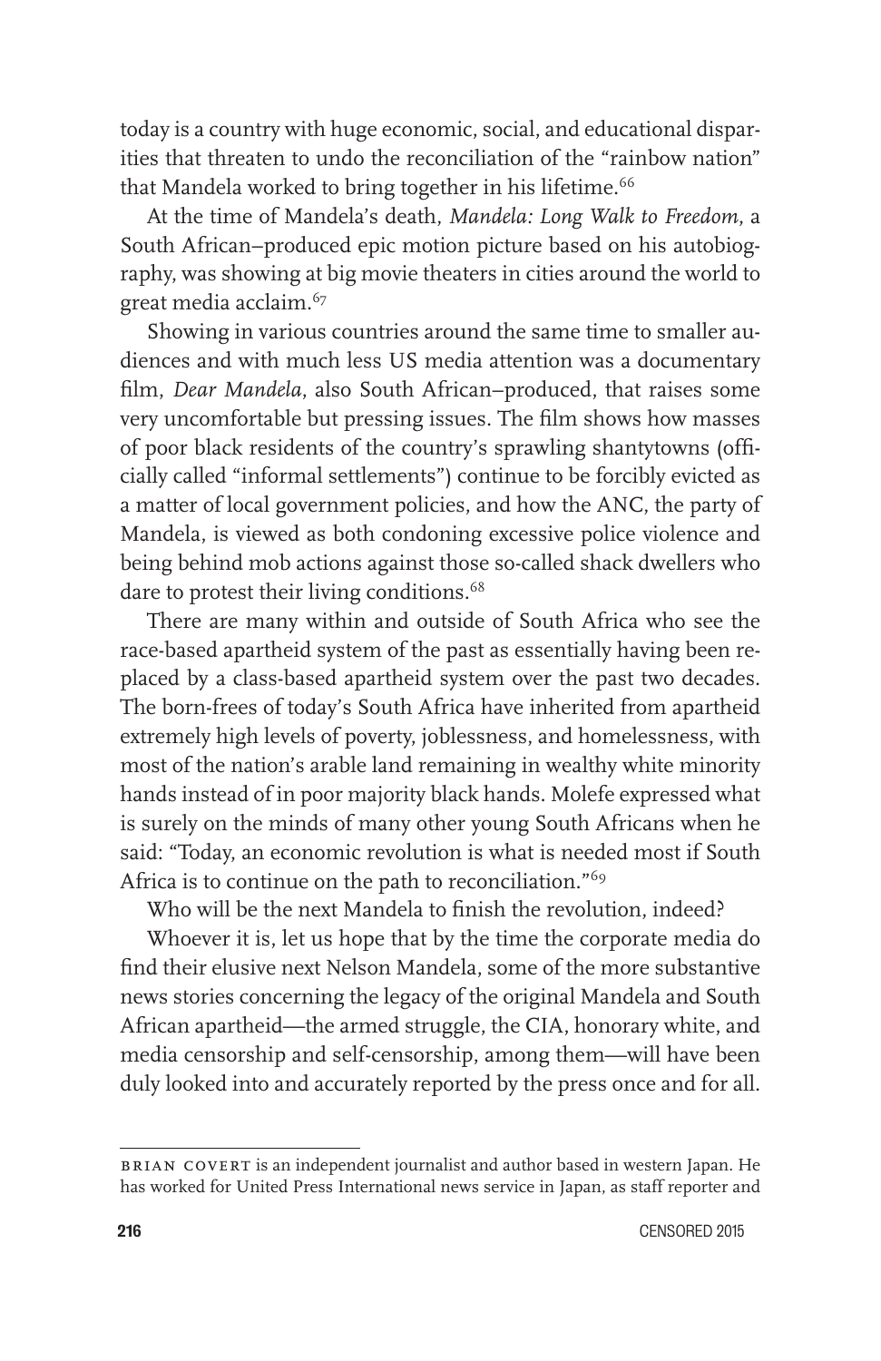today is a country with huge economic, social, and educational disparities that threaten to undo the reconciliation of the "rainbow nation" that Mandela worked to bring together in his lifetime.[66]

At the time of Mandela's death, *Mandela: Long Walk to Freedom*, a South African–produced epic motion picture based on his autobiography, was showing at big movie theaters in cities around the world to great media acclaim.[67]

Showing in various countries around the same time to smaller audiences and with much less US media attention was a documentary film, *Dear Mandela*, also South African–produced, that raises some very uncomfortable but pressing issues. The film shows how masses of poor black residents of the country's sprawling shantytowns (officially called "informal settlements") continue to be forcibly evicted as a matter of local government policies, and how the ANC, the party of Mandela, is viewed as both condoning excessive police violence and being behind mob actions against those so-called shack dwellers who dare to protest their living conditions.[68]

There are many within and outside of South Africa who see the race-based apartheid system of the past as essentially having been replaced by a class-based apartheid system over the past two decades. The born-frees of today's South Africa have inherited from apartheid extremely high levels of poverty, joblessness, and homelessness, with most of the nation's arable land remaining in wealthy white minority hands instead of in poor majority black hands. Molefe expressed what is surely on the minds of many other young South Africans when he said: "Today, an economic revolution is what is needed most if South Africa is to continue on the path to reconciliation."[69]

Who will be the next Mandela to finish the revolution, indeed?

Whoever it is, let us hope that by the time the corporate media do find their elusive next Nelson Mandela, some of the more substantive news stories concerning the legacy of the original Mandela and South African apartheid—the armed struggle, the CIA, honorary white, and media censorship and self-censorship, among them—will have been duly looked into and accurately reported by the press once and for all.

---

BRIAN COVERT is an independent journalist and author based in western Japan. He has worked for United Press International news service in Japan, as staff reporter and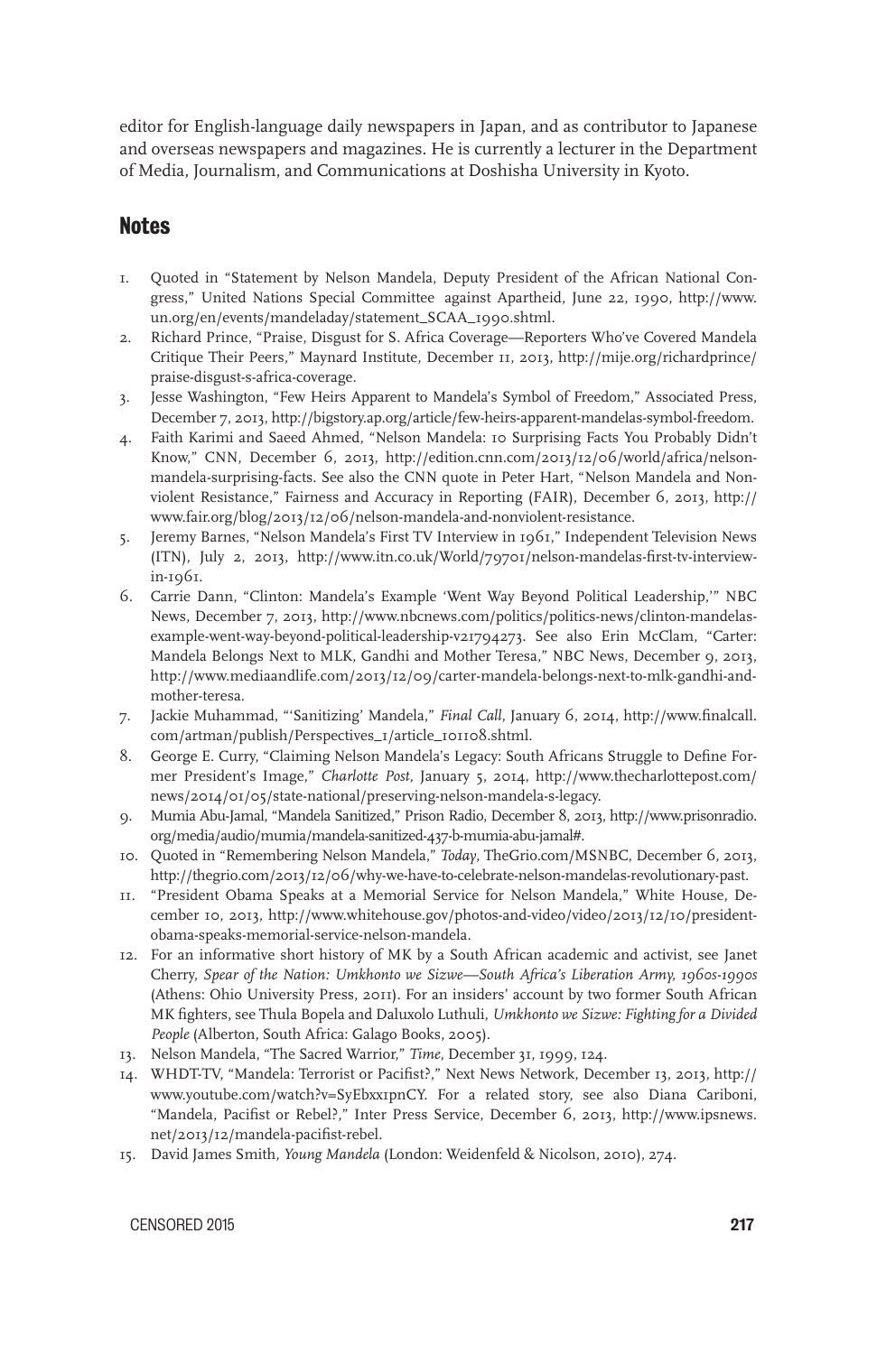editor for English-language daily newspapers in Japan, and as contributor to Japanese and overseas newspapers and magazines. He is currently a lecturer in the Department of Media, Journalism, and Communications at Doshisha University in Kyoto.

## Notes

1. Quoted in "Statement by Nelson Mandela, Deputy President of the African National Congress," United Nations Special Committee against Apartheid, June 22, 1990, http://www.un.org/en/events/mandeladay/statement_SCAA_1990.shtml.
2. Richard Prince, "Praise, Disgust for S. Africa Coverage—Reporters Who've Covered Mandela Critique Their Peers," Maynard Institute, December 11, 2013, http://mije.org/richardprince/praise-disgust-s-africa-coverage.
3. Jesse Washington, "Few Heirs Apparent to Mandela's Symbol of Freedom," Associated Press, December 7, 2013, http://bigstory.ap.org/article/few-heirs-apparent-mandelas-symbol-freedom.
4. Faith Karimi and Saeed Ahmed, "Nelson Mandela: 10 Surprising Facts You Probably Didn't Know," CNN, December 6, 2013, http://edition.cnn.com/2013/12/06/world/africa/nelson-mandela-surprising-facts. See also the CNN quote in Peter Hart, "Nelson Mandela and Nonviolent Resistance," Fairness and Accuracy in Reporting (FAIR), December 6, 2013, http://www.fair.org/blog/2013/12/06/nelson-mandela-and-nonviolent-resistance.
5. Jeremy Barnes, "Nelson Mandela's First TV Interview in 1961," Independent Television News (ITN), July 2, 2013, http://www.itn.co.uk/World/79701/nelson-mandelas-first-tv-interview-in-1961.
6. Carrie Dann, "Clinton: Mandela's Example 'Went Way Beyond Political Leadership,'" NBC News, December 7, 2013, http://www.nbcnews.com/politics/politics-news/clinton-mandelas-example-went-way-beyond-political-leadership-v21794273. See also Erin McClam, "Carter: Mandela Belongs Next to MLK, Gandhi and Mother Teresa," NBC News, December 9, 2013, http://www.mediaandlife.com/2013/12/09/carter-mandela-belongs-next-to-mlk-gandhi-and-mother-teresa.
7. Jackie Muhammad, "'Sanitizing' Mandela," *Final Call*, January 6, 2014, http://www.finalcall.com/artman/publish/Perspectives_1/article_101108.shtml.
8. George E. Curry, "Claiming Nelson Mandela's Legacy: South Africans Struggle to Define Former President's Image," *Charlotte Post*, January 5, 2014, http://www.thecharlottepost.com/news/2014/01/05/state-national/preserving-nelson-mandela-s-legacy.
9. Mumia Abu-Jamal, "Mandela Sanitized," Prison Radio, December 8, 2013, http://www.prisonradio.org/media/audio/mumia/mandela-sanitized-437-b-mumia-abu-jamal#.
10. Quoted in "Remembering Nelson Mandela," *Today*, TheGrio.com/MSNBC, December 6, 2013, http://thegrio.com/2013/12/06/why-we-have-to-celebrate-nelson-mandelas-revolutionary-past.
11. "President Obama Speaks at a Memorial Service for Nelson Mandela," White House, December 10, 2013, http://www.whitehouse.gov/photos-and-video/video/2013/12/10/president-obama-speaks-memorial-service-nelson-mandela.
12. For an informative short history of MK by a South African academic and activist, see Janet Cherry, *Spear of the Nation: Umkhonto we Sizwe—South Africa's Liberation Army, 1960s-1990s* (Athens: Ohio University Press, 2011). For an insiders' account by two former South African MK fighters, see Thula Bopela and Daluxolo Luthuli, *Umkhonto we Sizwe: Fighting for a Divided People* (Alberton, South Africa: Galago Books, 2005).
13. Nelson Mandela, "The Sacred Warrior," *Time*, December 31, 1999, 124.
14. WHDT-TV, "Mandela: Terrorist or Pacifist?," Next News Network, December 13, 2013, http://www.youtube.com/watch?v=SyEbxx1pnCY. For a related story, see also Diana Cariboni, "Mandela, Pacifist or Rebel?," Inter Press Service, December 6, 2013, http://www.ipsnews.net/2013/12/mandela-pacifist-rebel.
15. David James Smith, *Young Mandela* (London: Weidenfeld & Nicolson, 2010), 274.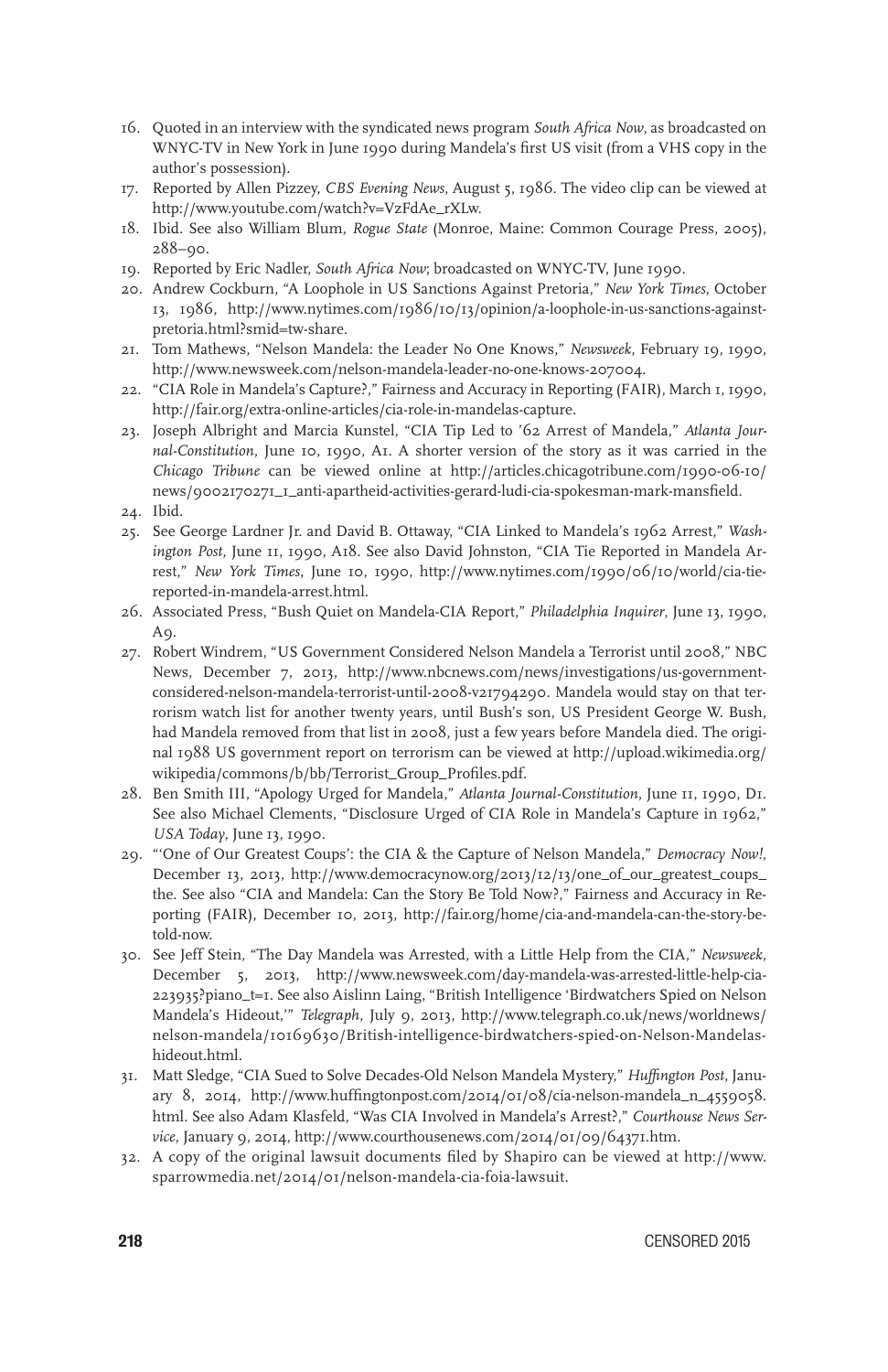16. Quoted in an interview with the syndicated news program *South Africa Now*, as broadcasted on WNYC-TV in New York in June 1990 during Mandela's first US visit (from a VHS copy in the author's possession).
17. Reported by Allen Pizzey, *CBS Evening News*, August 5, 1986. The video clip can be viewed at http://www.youtube.com/watch?v=VzFdAe_rXLw.
18. Ibid. See also William Blum, *Rogue State* (Monroe, Maine: Common Courage Press, 2005), 288–90.
19. Reported by Eric Nadler, *South Africa Now*; broadcasted on WNYC-TV, June 1990.
20. Andrew Cockburn, "A Loophole in US Sanctions Against Pretoria," *New York Times*, October 13, 1986, http://www.nytimes.com/1986/10/13/opinion/a-loophole-in-us-sanctions-against-pretoria.html?smid=tw-share.
21. Tom Mathews, "Nelson Mandela: the Leader No One Knows," *Newsweek*, February 19, 1990, http://www.newsweek.com/nelson-mandela-leader-no-one-knows-207004.
22. "CIA Role in Mandela's Capture?," Fairness and Accuracy in Reporting (FAIR), March 1, 1990, http://fair.org/extra-online-articles/cia-role-in-mandelas-capture.
23. Joseph Albright and Marcia Kunstel, "CIA Tip Led to '62 Arrest of Mandela," *Atlanta Journal-Constitution*, June 10, 1990, A1. A shorter version of the story as it was carried in the *Chicago Tribune* can be viewed online at http://articles.chicagotribune.com/1990-06-10/news/9002170271_1_anti-apartheid-activities-gerard-ludi-cia-spokesman-mark-mansfield.
24. Ibid.
25. See George Lardner Jr. and David B. Ottaway, "CIA Linked to Mandela's 1962 Arrest," *Washington Post*, June 11, 1990, A18. See also David Johnston, "CIA Tie Reported in Mandela Arrest," *New York Times*, June 10, 1990, http://www.nytimes.com/1990/06/10/world/cia-tie-reported-in-mandela-arrest.html.
26. Associated Press, "Bush Quiet on Mandela-CIA Report," *Philadelphia Inquirer*, June 13, 1990, A9.
27. Robert Windrem, "US Government Considered Nelson Mandela a Terrorist until 2008," NBC News, December 7, 2013, http://www.nbcnews.com/news/investigations/us-government-considered-nelson-mandela-terrorist-until-2008-v21794290. Mandela would stay on that terrorism watch list for another twenty years, until Bush's son, US President George W. Bush, had Mandela removed from that list in 2008, just a few years before Mandela died. The original 1988 US government report on terrorism can be viewed at http://upload.wikimedia.org/wikipedia/commons/b/bb/Terrorist_Group_Profiles.pdf.
28. Ben Smith III, "Apology Urged for Mandela," *Atlanta Journal-Constitution*, June 11, 1990, D1. See also Michael Clements, "Disclosure Urged of CIA Role in Mandela's Capture in 1962," *USA Today*, June 13, 1990.
29. "'One of Our Greatest Coups': the CIA & the Capture of Nelson Mandela," *Democracy Now!*, December 13, 2013, http://www.democracynow.org/2013/12/13/one_of_our_greatest_coups_the. See also "CIA and Mandela: Can the Story Be Told Now?," Fairness and Accuracy in Reporting (FAIR), December 10, 2013, http://fair.org/home/cia-and-mandela-can-the-story-be-told-now.
30. See Jeff Stein, "The Day Mandela was Arrested, with a Little Help from the CIA," *Newsweek*, December 5, 2013, http://www.newsweek.com/day-mandela-was-arrested-little-help-cia-223935?piano_t=1. See also Aislinn Laing, "British Intelligence 'Birdwatchers Spied on Nelson Mandela's Hideout,'" *Telegraph*, July 9, 2013, http://www.telegraph.co.uk/news/worldnews/nelson-mandela/10169630/British-intelligence-birdwatchers-spied-on-Nelson-Mandelas-hideout.html.
31. Matt Sledge, "CIA Sued to Solve Decades-Old Nelson Mandela Mystery," *Huffington Post*, January 8, 2014, http://www.huffingtonpost.com/2014/01/08/cia-nelson-mandela_n_4559058.html. See also Adam Klasfeld, "Was CIA Involved in Mandela's Arrest?," *Courthouse News Service*, January 9, 2014, http://www.courthousenews.com/2014/01/09/64371.htm.
32. A copy of the original lawsuit documents filed by Shapiro can be viewed at http://www.sparrowmedia.net/2014/01/nelson-mandela-cia-foia-lawsuit.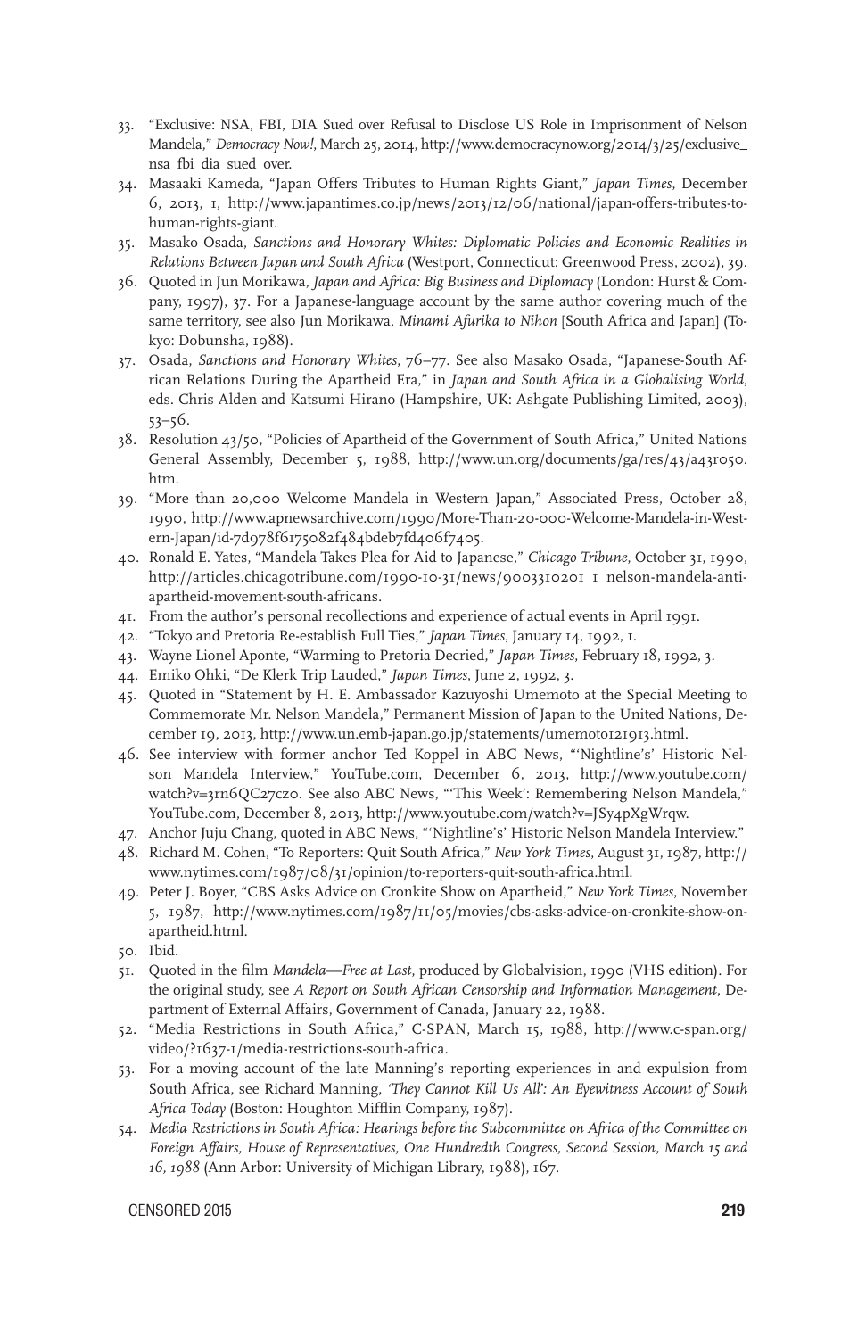33. "Exclusive: NSA, FBI, DIA Sued over Refusal to Disclose US Role in Imprisonment of Nelson Mandela," *Democracy Now!*, March 25, 2014, http://www.democracynow.org/2014/3/25/exclusive_nsa_fbi_dia_sued_over.
34. Masaaki Kameda, "Japan Offers Tributes to Human Rights Giant," *Japan Times*, December 6, 2013, 1, http://www.japantimes.co.jp/news/2013/12/06/national/japan-offers-tributes-to-human-rights-giant.
35. Masako Osada, *Sanctions and Honorary Whites: Diplomatic Policies and Economic Realities in Relations Between Japan and South Africa* (Westport, Connecticut: Greenwood Press, 2002), 39.
36. Quoted in Jun Morikawa, *Japan and Africa: Big Business and Diplomacy* (London: Hurst & Company, 1997), 37. For a Japanese-language account by the same author covering much of the same territory, see also Jun Morikawa, *Minami Afurika to Nihon* [South Africa and Japan] (Tokyo: Dobunsha, 1988).
37. Osada, *Sanctions and Honorary Whites*, 76–77. See also Masako Osada, "Japanese-South African Relations During the Apartheid Era," in *Japan and South Africa in a Globalising World*, eds. Chris Alden and Katsumi Hirano (Hampshire, UK: Ashgate Publishing Limited, 2003), 53–56.
38. Resolution 43/50, "Policies of Apartheid of the Government of South Africa," United Nations General Assembly, December 5, 1988, http://www.un.org/documents/ga/res/43/a43r050.htm.
39. "More than 20,000 Welcome Mandela in Western Japan," Associated Press, October 28, 1990, http://www.apnewsarchive.com/1990/More-Than-20-000-Welcome-Mandela-in-Western-Japan/id-7d978f6175082f484bdeb7fd406f7405.
40. Ronald E. Yates, "Mandela Takes Plea for Aid to Japanese," *Chicago Tribune*, October 31, 1990, http://articles.chicagotribune.com/1990-10-31/news/9003310201_1_nelson-mandela-anti-apartheid-movement-south-africans.
41. From the author's personal recollections and experience of actual events in April 1991.
42. "Tokyo and Pretoria Re-establish Full Ties," *Japan Times*, January 14, 1992, 1.
43. Wayne Lionel Aponte, "Warming to Pretoria Decried," *Japan Times*, February 18, 1992, 3.
44. Emiko Ohki, "De Klerk Trip Lauded," *Japan Times*, June 2, 1992, 3.
45. Quoted in "Statement by H. E. Ambassador Kazuyoshi Umemoto at the Special Meeting to Commemorate Mr. Nelson Mandela," Permanent Mission of Japan to the United Nations, December 19, 2013, http://www.un.emb-japan.go.jp/statements/umemoto121913.html.
46. See interview with former anchor Ted Koppel in ABC News, "'Nightline's' Historic Nelson Mandela Interview," YouTube.com, December 6, 2013, http://www.youtube.com/watch?v=3rn6QC27cz0. See also ABC News, "'This Week': Remembering Nelson Mandela," YouTube.com, December 8, 2013, http://www.youtube.com/watch?v=JSy4pXgWrqw.
47. Anchor Juju Chang, quoted in ABC News, "'Nightline's' Historic Nelson Mandela Interview."
48. Richard M. Cohen, "To Reporters: Quit South Africa," *New York Times*, August 31, 1987, http://www.nytimes.com/1987/08/31/opinion/to-reporters-quit-south-africa.html.
49. Peter J. Boyer, "CBS Asks Advice on Cronkite Show on Apartheid," *New York Times*, November 5, 1987, http://www.nytimes.com/1987/11/05/movies/cbs-asks-advice-on-cronkite-show-on-apartheid.html.
50. Ibid.
51. Quoted in the film *Mandela—Free at Last*, produced by Globalvision, 1990 (VHS edition). For the original study, see *A Report on South African Censorship and Information Management*, Department of External Affairs, Government of Canada, January 22, 1988.
52. "Media Restrictions in South Africa," C-SPAN, March 15, 1988, http://www.c-span.org/video/?1637-1/media-restrictions-south-africa.
53. For a moving account of the late Manning's reporting experiences in and expulsion from South Africa, see Richard Manning, *'They Cannot Kill Us All': An Eyewitness Account of South Africa Today* (Boston: Houghton Mifflin Company, 1987).
54. *Media Restrictions in South Africa: Hearings before the Subcommittee on Africa of the Committee on Foreign Affairs, House of Representatives, One Hundredth Congress, Second Session, March 15 and 16, 1988* (Ann Arbor: University of Michigan Library, 1988), 167.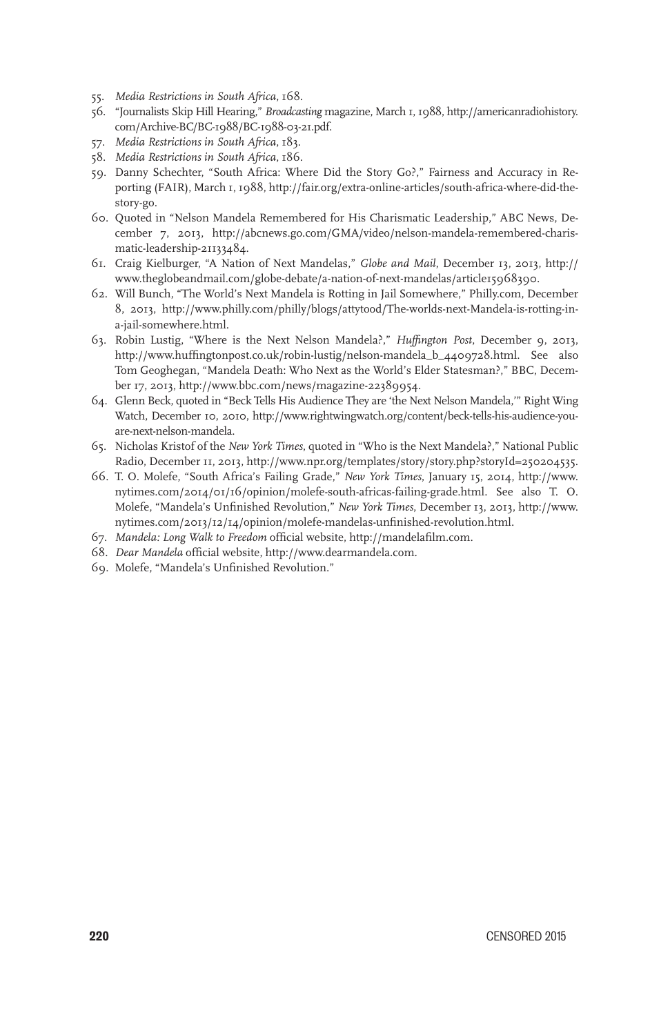55. *Media Restrictions in South Africa*, 168.
56. "Journalists Skip Hill Hearing," *Broadcasting* magazine, March 1, 1988, http://americanradiohistory.com/Archive-BC/BC-1988/BC-1988-03-21.pdf.
57. *Media Restrictions in South Africa*, 183.
58. *Media Restrictions in South Africa*, 186.
59. Danny Schechter, "South Africa: Where Did the Story Go?," Fairness and Accuracy in Reporting (FAIR), March 1, 1988, http://fair.org/extra-online-articles/south-africa-where-did-the-story-go.
60. Quoted in "Nelson Mandela Remembered for His Charismatic Leadership," ABC News, December 7, 2013, http://abcnews.go.com/GMA/video/nelson-mandela-remembered-charismatic-leadership-21133484.
61. Craig Kielburger, "A Nation of Next Mandelas," *Globe and Mail*, December 13, 2013, http://www.theglobeandmail.com/globe-debate/a-nation-of-next-mandelas/article15968390.
62. Will Bunch, "The World's Next Mandela is Rotting in Jail Somewhere," Philly.com, December 8, 2013, http://www.philly.com/philly/blogs/attytood/The-worlds-next-Mandela-is-rotting-in-a-jail-somewhere.html.
63. Robin Lustig, "Where is the Next Nelson Mandela?," *Huffington Post*, December 9, 2013, http://www.huffingtonpost.co.uk/robin-lustig/nelson-mandela_b_4409728.html. See also Tom Geoghegan, "Mandela Death: Who Next as the World's Elder Statesman?," BBC, December 17, 2013, http://www.bbc.com/news/magazine-22389954.
64. Glenn Beck, quoted in "Beck Tells His Audience They are 'the Next Nelson Mandela,'" Right Wing Watch, December 10, 2010, http://www.rightwingwatch.org/content/beck-tells-his-audience-you-are-next-nelson-mandela.
65. Nicholas Kristof of the *New York Times*, quoted in "Who is the Next Mandela?," National Public Radio, December 11, 2013, http://www.npr.org/templates/story/story.php?storyId=250204535.
66. T. O. Molefe, "South Africa's Failing Grade," *New York Times*, January 15, 2014, http://www.nytimes.com/2014/01/16/opinion/molefe-south-africas-failing-grade.html. See also T. O. Molefe, "Mandela's Unfinished Revolution," *New York Times*, December 13, 2013, http://www.nytimes.com/2013/12/14/opinion/molefe-mandelas-unfinished-revolution.html.
67. *Mandela: Long Walk to Freedom* official website, http://mandelafilm.com.
68. *Dear Mandela* official website, http://www.dearmandela.com.
69. Molefe, "Mandela's Unfinished Revolution."